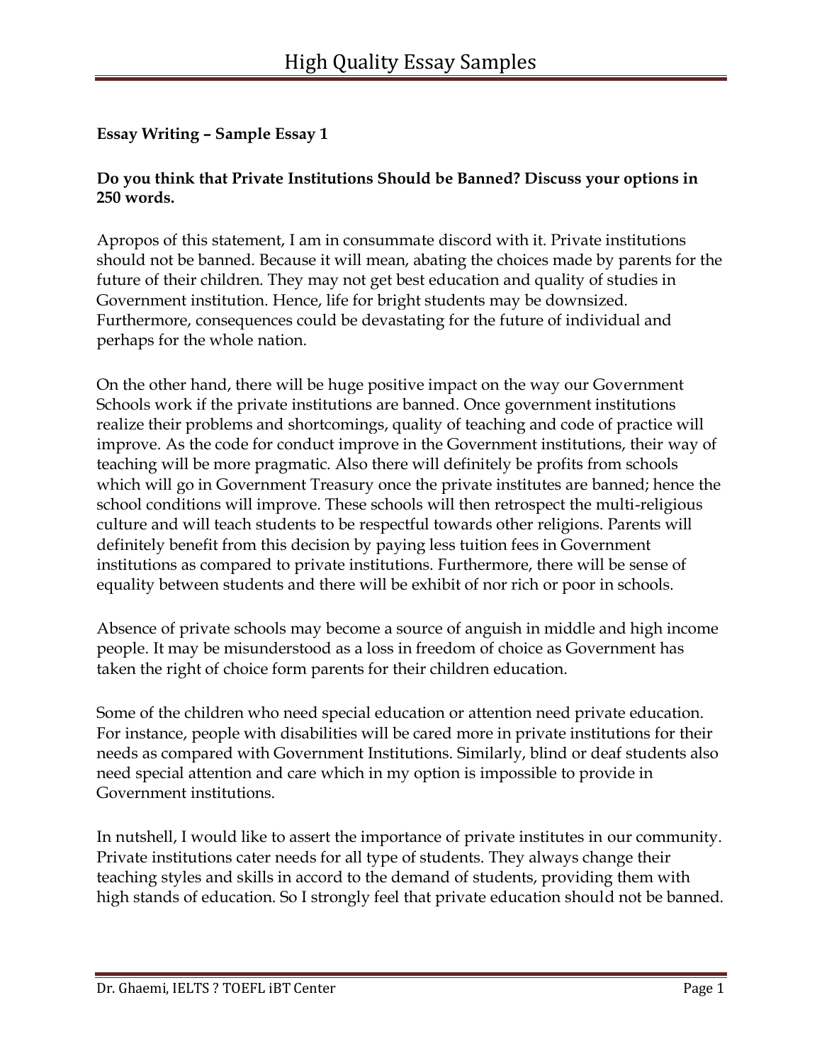**Essay Writing – Sample Essay 1**

**Do you think that Private Institutions Should be Banned? Discuss your options in 250 words.**

Apropos of this statement, I am in consummate discord with it. Private institutions should not be banned. Because it will mean, abating the choices made by parents for the future of their children. They may not get best education and quality of studies in Government institution. Hence, life for bright students may be downsized. Furthermore, consequences could be devastating for the future of individual and perhaps for the whole nation.

On the other hand, there will be huge positive impact on the way our Government Schools work if the private institutions are banned. Once government institutions realize their problems and shortcomings, quality of teaching and code of practice will improve. As the code for conduct improve in the Government institutions, their way of teaching will be more pragmatic. Also there will definitely be profits from schools which will go in Government Treasury once the private institutes are banned; hence the school conditions will improve. These schools will then retrospect the multi-religious culture and will teach students to be respectful towards other religions. Parents will definitely benefit from this decision by paying less tuition fees in Government institutions as compared to private institutions. Furthermore, there will be sense of equality between students and there will be exhibit of nor rich or poor in schools.

Absence of private schools may become a source of anguish in middle and high income people. It may be misunderstood as a loss in freedom of choice as Government has taken the right of choice form parents for their children education.

Some of the children who need special education or attention need private education. For instance, people with disabilities will be cared more in private institutions for their needs as compared with Government Institutions. Similarly, blind or deaf students also need special attention and care which in my option is impossible to provide in Government institutions.

In nutshell, I would like to assert the importance of private institutes in our community. Private institutions cater needs for all type of students. They always change their teaching styles and skills in accord to the demand of students, providing them with high stands of education. So I strongly feel that private education should not be banned.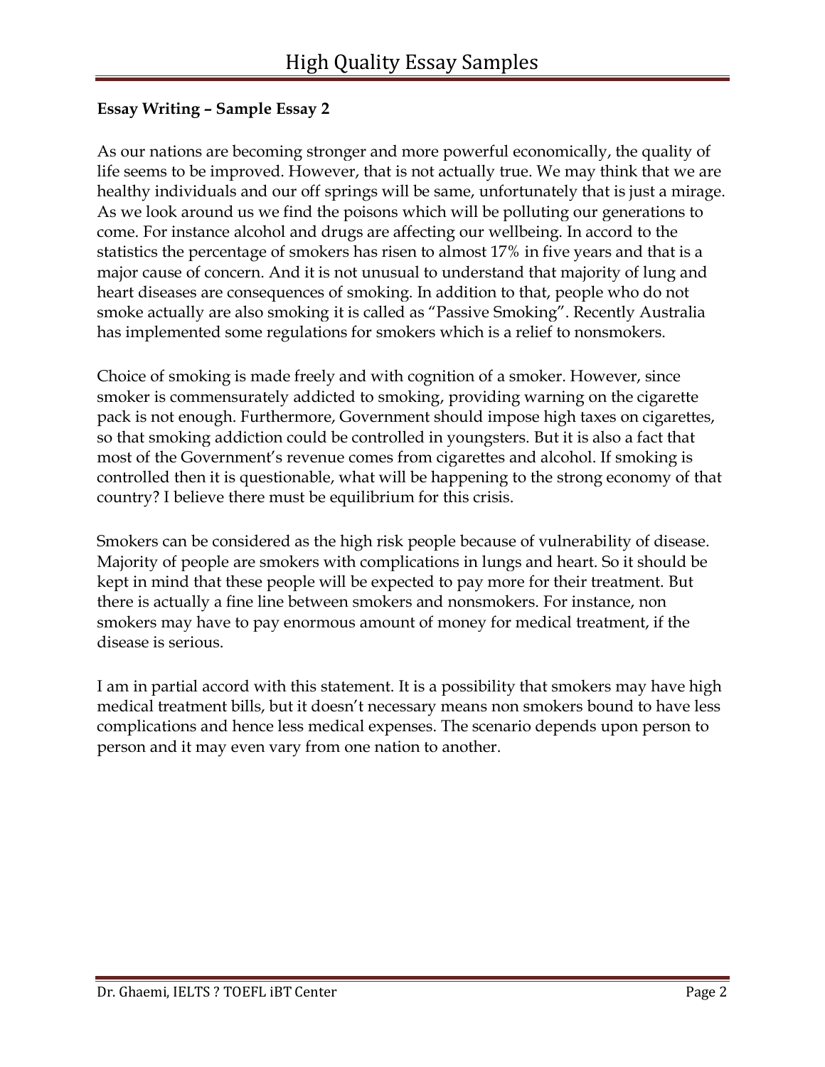**Essay Writing – Sample Essay 2**

As our nations are becoming stronger and more powerful economically, the quality of life seems to be improved. However, that is not actually true. We may think that we are healthy individuals and our off springs will be same, unfortunately that is just a mirage. As we look around us we find the poisons which will be polluting our generations to come. For instance alcohol and drugs are affecting our wellbeing. In accord to the statistics the percentage of smokers has risen to almost 17% in five years and that is a major cause of concern. And it is not unusual to understand that majority of lung and heart diseases are consequences of smoking. In addition to that, people who do not smoke actually are also smoking it is called as "Passive Smoking". Recently Australia has implemented some regulations for smokers which is a relief to nonsmokers.

Choice of smoking is made freely and with cognition of a smoker. However, since smoker is commensurately addicted to smoking, providing warning on the cigarette pack is not enough. Furthermore, Government should impose high taxes on cigarettes, so that smoking addiction could be controlled in youngsters. But it is also a fact that most of the Government's revenue comes from cigarettes and alcohol. If smoking is controlled then it is questionable, what will be happening to the strong economy of that country? I believe there must be equilibrium for this crisis.

Smokers can be considered as the high risk people because of vulnerability of disease. Majority of people are smokers with complications in lungs and heart. So it should be kept in mind that these people will be expected to pay more for their treatment. But there is actually a fine line between smokers and nonsmokers. For instance, non smokers may have to pay enormous amount of money for medical treatment, if the disease is serious.

I am in partial accord with this statement. It is a possibility that smokers may have high medical treatment bills, but it doesn't necessary means non smokers bound to have less complications and hence less medical expenses. The scenario depends upon person to person and it may even vary from one nation to another.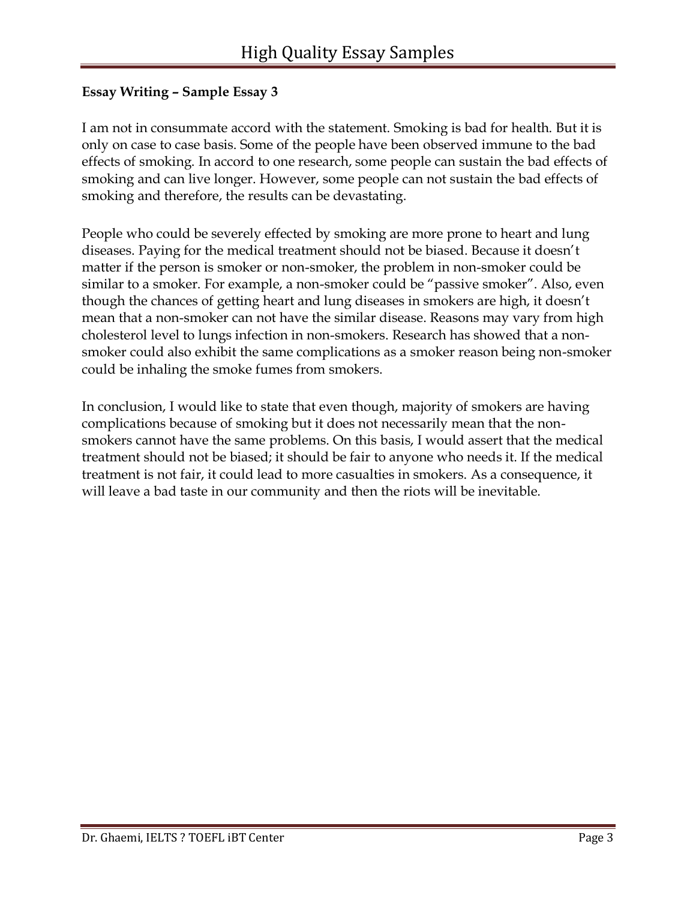**Essay Writing – Sample Essay 3**

I am not in consummate accord with the statement. Smoking is bad for health. But it is only on case to case basis. Some of the people have been observed immune to the bad effects of smoking. In accord to one research, some people can sustain the bad effects of smoking and can live longer. However, some people can not sustain the bad effects of smoking and therefore, the results can be devastating.

People who could be severely effected by smoking are more prone to heart and lung diseases. Paying for the medical treatment should not be biased. Because it doesn't matter if the person is smoker or non-smoker, the problem in non-smoker could be similar to a smoker. For example, a non-smoker could be "passive smoker". Also, even though the chances of getting heart and lung diseases in smokers are high, it doesn't mean that a non-smoker can not have the similar disease. Reasons may vary from high cholesterol level to lungs infection in non-smokers. Research has showed that a non-smoker could also exhibit the same complications as a smoker reason being non-smoker could be inhaling the smoke fumes from smokers.

In conclusion, I would like to state that even though, majority of smokers are having complications because of smoking but it does not necessarily mean that the non-smokers cannot have the same problems. On this basis, I would assert that the medical treatment should not be biased; it should be fair to anyone who needs it. If the medical treatment is not fair, it could lead to more casualties in smokers. As a consequence, it will leave a bad taste in our community and then the riots will be inevitable.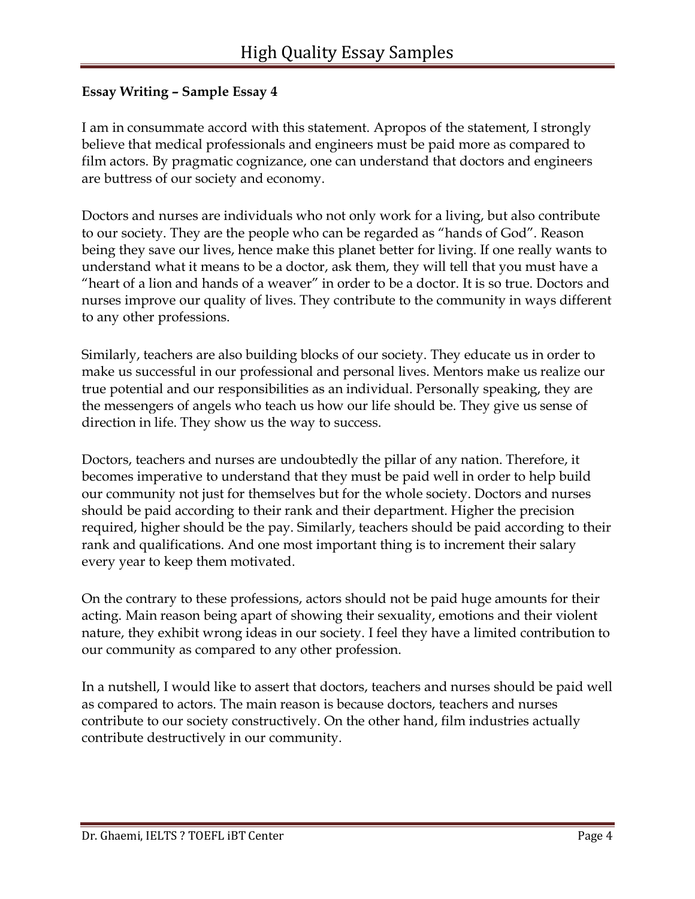**Essay Writing – Sample Essay 4**

I am in consummate accord with this statement. Apropos of the statement, I strongly believe that medical professionals and engineers must be paid more as compared to film actors. By pragmatic cognizance, one can understand that doctors and engineers are buttress of our society and economy.

Doctors and nurses are individuals who not only work for a living, but also contribute to our society. They are the people who can be regarded as "hands of God". Reason being they save our lives, hence make this planet better for living. If one really wants to understand what it means to be a doctor, ask them, they will tell that you must have a "heart of a lion and hands of a weaver" in order to be a doctor. It is so true. Doctors and nurses improve our quality of lives. They contribute to the community in ways different to any other professions.

Similarly, teachers are also building blocks of our society. They educate us in order to make us successful in our professional and personal lives. Mentors make us realize our true potential and our responsibilities as an individual. Personally speaking, they are the messengers of angels who teach us how our life should be. They give us sense of direction in life. They show us the way to success.

Doctors, teachers and nurses are undoubtedly the pillar of any nation. Therefore, it becomes imperative to understand that they must be paid well in order to help build our community not just for themselves but for the whole society. Doctors and nurses should be paid according to their rank and their department. Higher the precision required, higher should be the pay. Similarly, teachers should be paid according to their rank and qualifications. And one most important thing is to increment their salary every year to keep them motivated.

On the contrary to these professions, actors should not be paid huge amounts for their acting. Main reason being apart of showing their sexuality, emotions and their violent nature, they exhibit wrong ideas in our society. I feel they have a limited contribution to our community as compared to any other profession.

In a nutshell, I would like to assert that doctors, teachers and nurses should be paid well as compared to actors. The main reason is because doctors, teachers and nurses contribute to our society constructively. On the other hand, film industries actually contribute destructively in our community.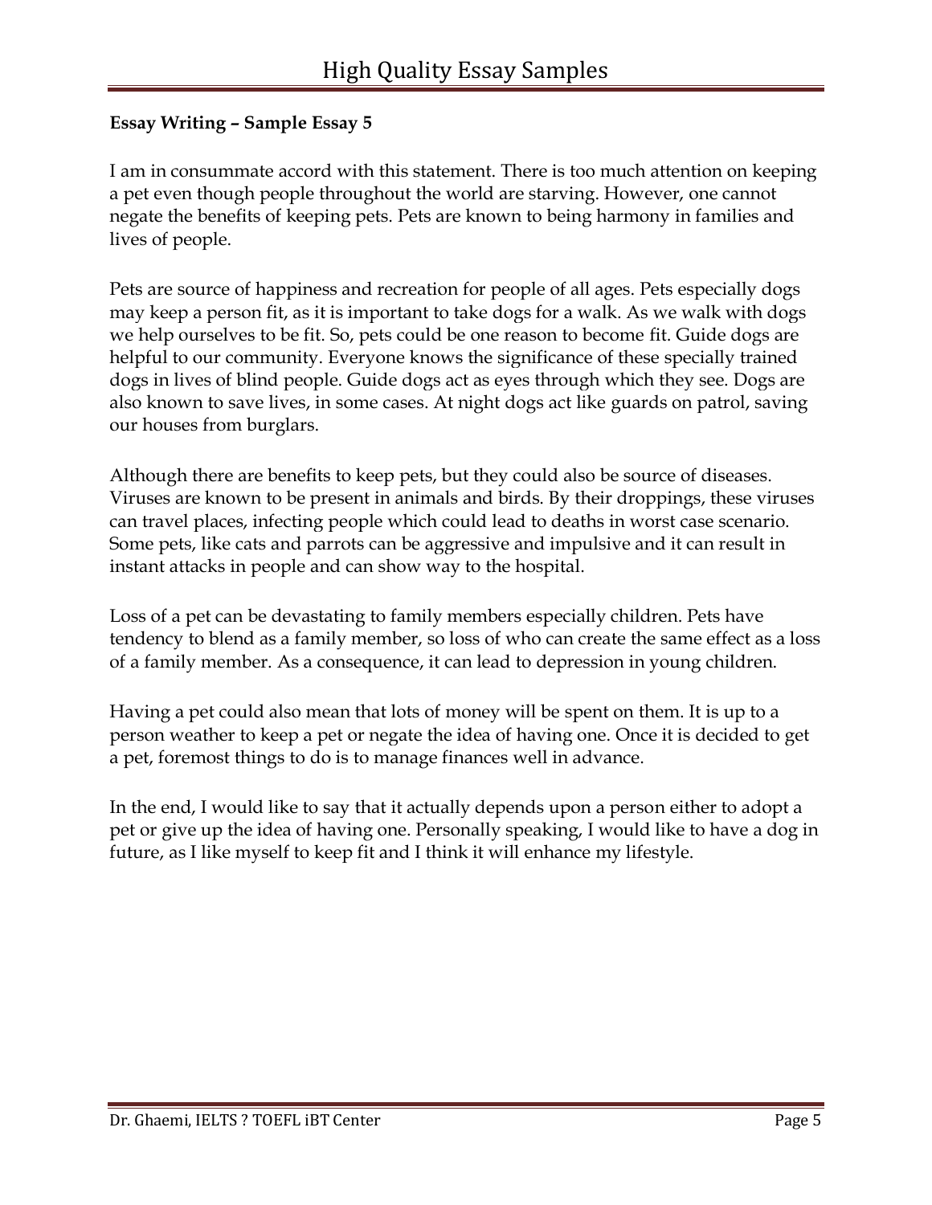**Essay Writing – Sample Essay 5**

I am in consummate accord with this statement. There is too much attention on keeping a pet even though people throughout the world are starving. However, one cannot negate the benefits of keeping pets. Pets are known to being harmony in families and lives of people.

Pets are source of happiness and recreation for people of all ages. Pets especially dogs may keep a person fit, as it is important to take dogs for a walk. As we walk with dogs we help ourselves to be fit. So, pets could be one reason to become fit. Guide dogs are helpful to our community. Everyone knows the significance of these specially trained dogs in lives of blind people. Guide dogs act as eyes through which they see. Dogs are also known to save lives, in some cases. At night dogs act like guards on patrol, saving our houses from burglars.

Although there are benefits to keep pets, but they could also be source of diseases. Viruses are known to be present in animals and birds. By their droppings, these viruses can travel places, infecting people which could lead to deaths in worst case scenario. Some pets, like cats and parrots can be aggressive and impulsive and it can result in instant attacks in people and can show way to the hospital.

Loss of a pet can be devastating to family members especially children. Pets have tendency to blend as a family member, so loss of who can create the same effect as a loss of a family member. As a consequence, it can lead to depression in young children.

Having a pet could also mean that lots of money will be spent on them. It is up to a person weather to keep a pet or negate the idea of having one. Once it is decided to get a pet, foremost things to do is to manage finances well in advance.

In the end, I would like to say that it actually depends upon a person either to adopt a pet or give up the idea of having one. Personally speaking, I would like to have a dog in future, as I like myself to keep fit and I think it will enhance my lifestyle.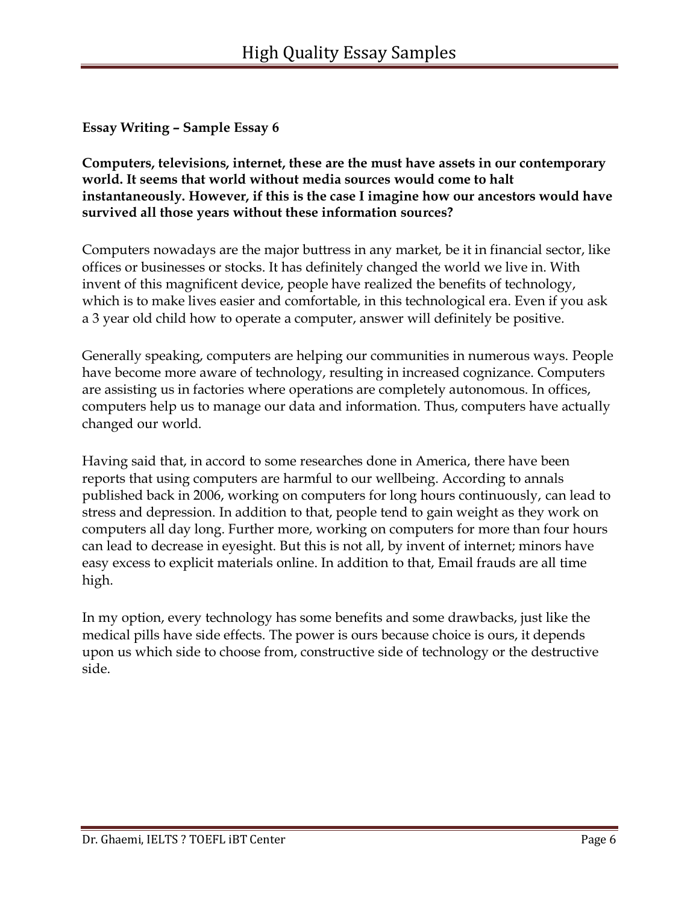**Essay Writing – Sample Essay 6**

**Computers, televisions, internet, these are the must have assets in our contemporary world. It seems that world without media sources would come to halt instantaneously. However, if this is the case I imagine how our ancestors would have survived all those years without these information sources?**

Computers nowadays are the major buttress in any market, be it in financial sector, like offices or businesses or stocks. It has definitely changed the world we live in. With invent of this magnificent device, people have realized the benefits of technology, which is to make lives easier and comfortable, in this technological era. Even if you ask a 3 year old child how to operate a computer, answer will definitely be positive.

Generally speaking, computers are helping our communities in numerous ways. People have become more aware of technology, resulting in increased cognizance. Computers are assisting us in factories where operations are completely autonomous. In offices, computers help us to manage our data and information. Thus, computers have actually changed our world.

Having said that, in accord to some researches done in America, there have been reports that using computers are harmful to our wellbeing. According to annals published back in 2006, working on computers for long hours continuously, can lead to stress and depression. In addition to that, people tend to gain weight as they work on computers all day long. Further more, working on computers for more than four hours can lead to decrease in eyesight. But this is not all, by invent of internet; minors have easy excess to explicit materials online. In addition to that, Email frauds are all time high.

In my option, every technology has some benefits and some drawbacks, just like the medical pills have side effects. The power is ours because choice is ours, it depends upon us which side to choose from, constructive side of technology or the destructive side.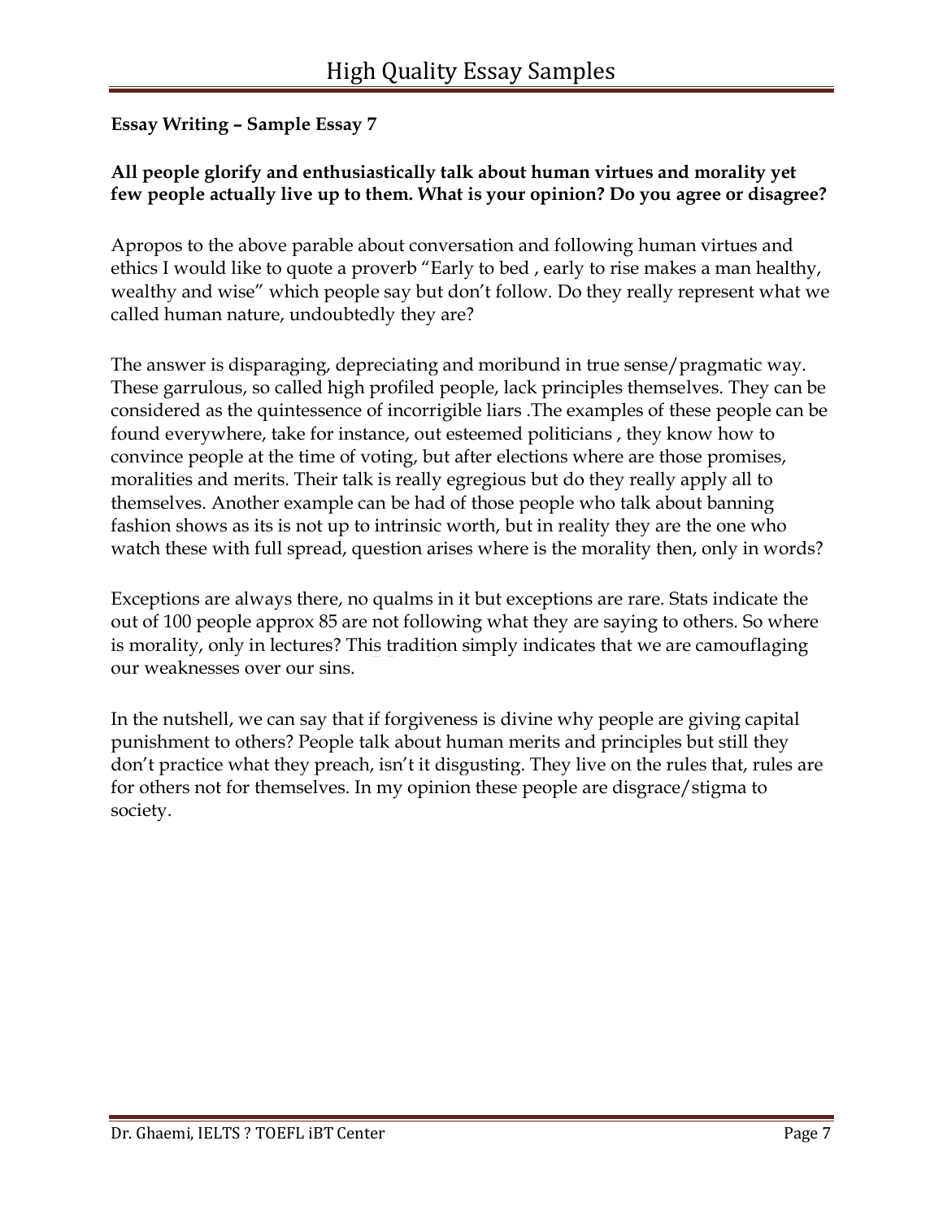**Essay Writing – Sample Essay 7**

**All people glorify and enthusiastically talk about human virtues and morality yet few people actually live up to them. What is your opinion? Do you agree or disagree?**

Apropos to the above parable about conversation and following human virtues and ethics I would like to quote a proverb "Early to bed , early to rise makes a man healthy, wealthy and wise" which people say but don't follow. Do they really represent what we called human nature, undoubtedly they are?

The answer is disparaging, depreciating and moribund in true sense/pragmatic way. These garrulous, so called high profiled people, lack principles themselves. They can be considered as the quintessence of incorrigible liars .The examples of these people can be found everywhere, take for instance, out esteemed politicians , they know how to convince people at the time of voting, but after elections where are those promises, moralities and merits. Their talk is really egregious but do they really apply all to themselves. Another example can be had of those people who talk about banning fashion shows as its is not up to intrinsic worth, but in reality they are the one who watch these with full spread, question arises where is the morality then, only in words?

Exceptions are always there, no qualms in it but exceptions are rare. Stats indicate the out of 100 people approx 85 are not following what they are saying to others. So where is morality, only in lectures? This tradition simply indicates that we are camouflaging our weaknesses over our sins.

In the nutshell, we can say that if forgiveness is divine why people are giving capital punishment to others? People talk about human merits and principles but still they don't practice what they preach, isn't it disgusting. They live on the rules that, rules are for others not for themselves. In my opinion these people are disgrace/stigma to society.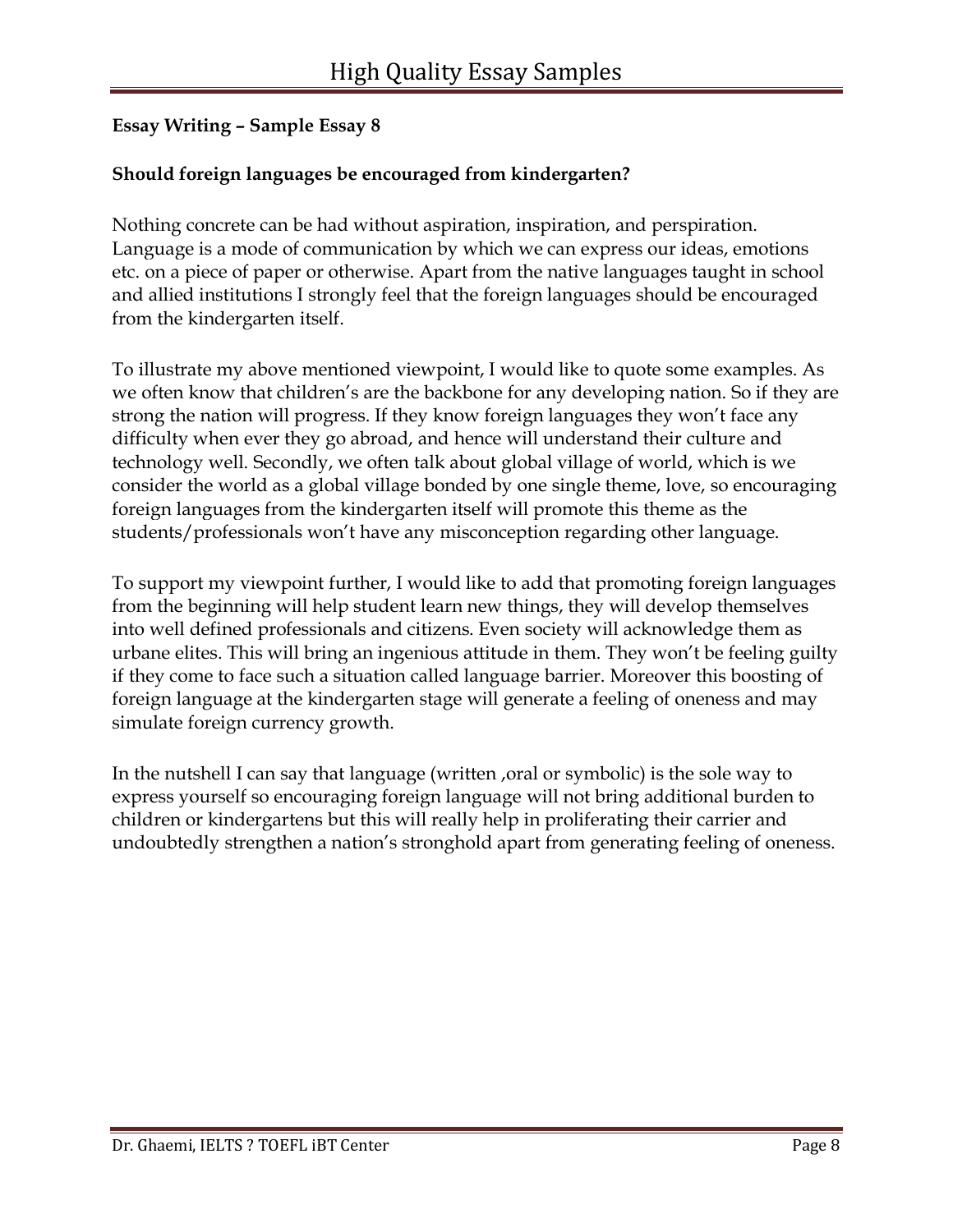**Essay Writing – Sample Essay 8**

**Should foreign languages be encouraged from kindergarten?**

Nothing concrete can be had without aspiration, inspiration, and perspiration. Language is a mode of communication by which we can express our ideas, emotions etc. on a piece of paper or otherwise. Apart from the native languages taught in school and allied institutions I strongly feel that the foreign languages should be encouraged from the kindergarten itself.

To illustrate my above mentioned viewpoint, I would like to quote some examples. As we often know that children's are the backbone for any developing nation. So if they are strong the nation will progress. If they know foreign languages they won't face any difficulty when ever they go abroad, and hence will understand their culture and technology well. Secondly, we often talk about global village of world, which is we consider the world as a global village bonded by one single theme, love, so encouraging foreign languages from the kindergarten itself will promote this theme as the students/professionals won't have any misconception regarding other language.

To support my viewpoint further, I would like to add that promoting foreign languages from the beginning will help student learn new things, they will develop themselves into well defined professionals and citizens. Even society will acknowledge them as urbane elites. This will bring an ingenious attitude in them. They won't be feeling guilty if they come to face such a situation called language barrier. Moreover this boosting of foreign language at the kindergarten stage will generate a feeling of oneness and may simulate foreign currency growth.

In the nutshell I can say that language (written ,oral or symbolic) is the sole way to express yourself so encouraging foreign language will not bring additional burden to children or kindergartens but this will really help in proliferating their carrier and undoubtedly strengthen a nation's stronghold apart from generating feeling of oneness.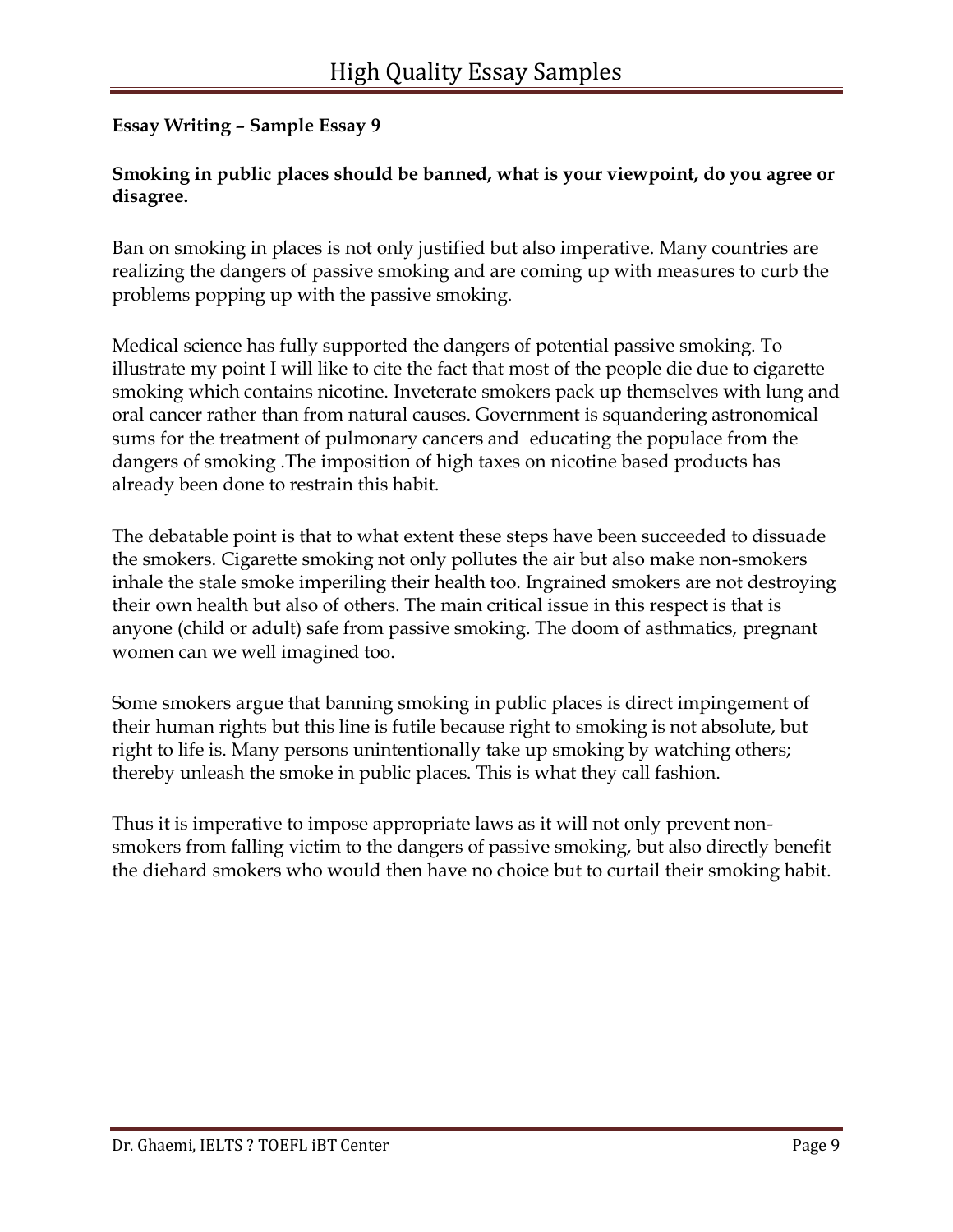**Essay Writing – Sample Essay 9**

**Smoking in public places should be banned, what is your viewpoint, do you agree or disagree.**

Ban on smoking in places is not only justified but also imperative. Many countries are realizing the dangers of passive smoking and are coming up with measures to curb the problems popping up with the passive smoking.

Medical science has fully supported the dangers of potential passive smoking. To illustrate my point I will like to cite the fact that most of the people die due to cigarette smoking which contains nicotine. Inveterate smokers pack up themselves with lung and oral cancer rather than from natural causes. Government is squandering astronomical sums for the treatment of pulmonary cancers and educating the populace from the dangers of smoking .The imposition of high taxes on nicotine based products has already been done to restrain this habit.

The debatable point is that to what extent these steps have been succeeded to dissuade the smokers. Cigarette smoking not only pollutes the air but also make non-smokers inhale the stale smoke imperiling their health too. Ingrained smokers are not destroying their own health but also of others. The main critical issue in this respect is that is anyone (child or adult) safe from passive smoking. The doom of asthmatics, pregnant women can we well imagined too.

Some smokers argue that banning smoking in public places is direct impingement of their human rights but this line is futile because right to smoking is not absolute, but right to life is. Many persons unintentionally take up smoking by watching others; thereby unleash the smoke in public places. This is what they call fashion.

Thus it is imperative to impose appropriate laws as it will not only prevent non-smokers from falling victim to the dangers of passive smoking, but also directly benefit the diehard smokers who would then have no choice but to curtail their smoking habit.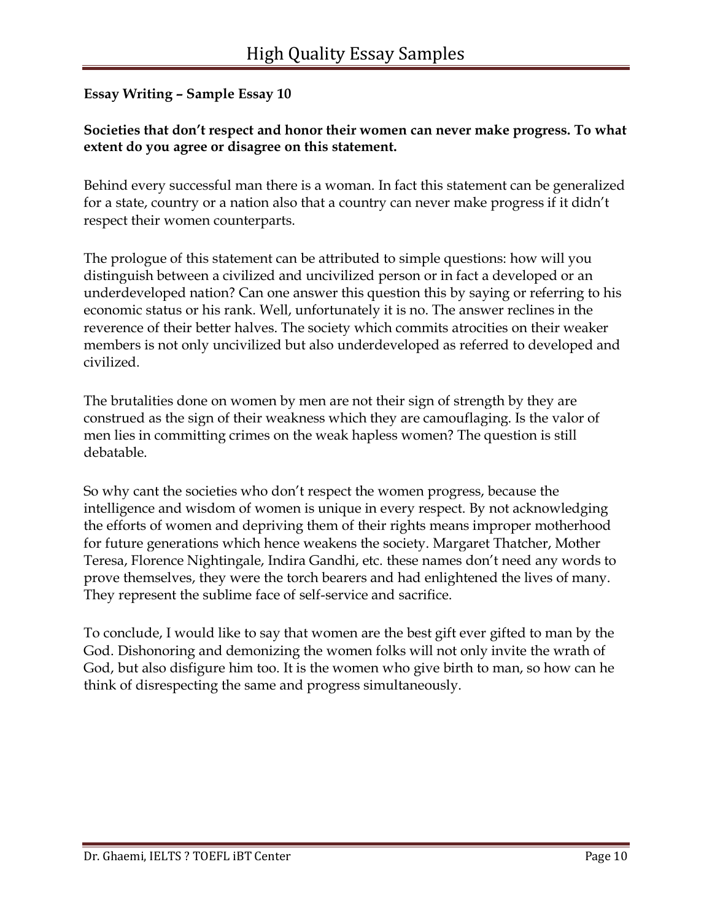**Essay Writing – Sample Essay 10**

**Societies that don't respect and honor their women can never make progress. To what extent do you agree or disagree on this statement.**

Behind every successful man there is a woman. In fact this statement can be generalized for a state, country or a nation also that a country can never make progress if it didn't respect their women counterparts.

The prologue of this statement can be attributed to simple questions: how will you distinguish between a civilized and uncivilized person or in fact a developed or an underdeveloped nation? Can one answer this question this by saying or referring to his economic status or his rank. Well, unfortunately it is no. The answer reclines in the reverence of their better halves. The society which commits atrocities on their weaker members is not only uncivilized but also underdeveloped as referred to developed and civilized.

The brutalities done on women by men are not their sign of strength by they are construed as the sign of their weakness which they are camouflaging. Is the valor of men lies in committing crimes on the weak hapless women? The question is still debatable.

So why cant the societies who don't respect the women progress, because the intelligence and wisdom of women is unique in every respect. By not acknowledging the efforts of women and depriving them of their rights means improper motherhood for future generations which hence weakens the society. Margaret Thatcher, Mother Teresa, Florence Nightingale, Indira Gandhi, etc. these names don't need any words to prove themselves, they were the torch bearers and had enlightened the lives of many. They represent the sublime face of self-service and sacrifice.

To conclude, I would like to say that women are the best gift ever gifted to man by the God. Dishonoring and demonizing the women folks will not only invite the wrath of God, but also disfigure him too. It is the women who give birth to man, so how can he think of disrespecting the same and progress simultaneously.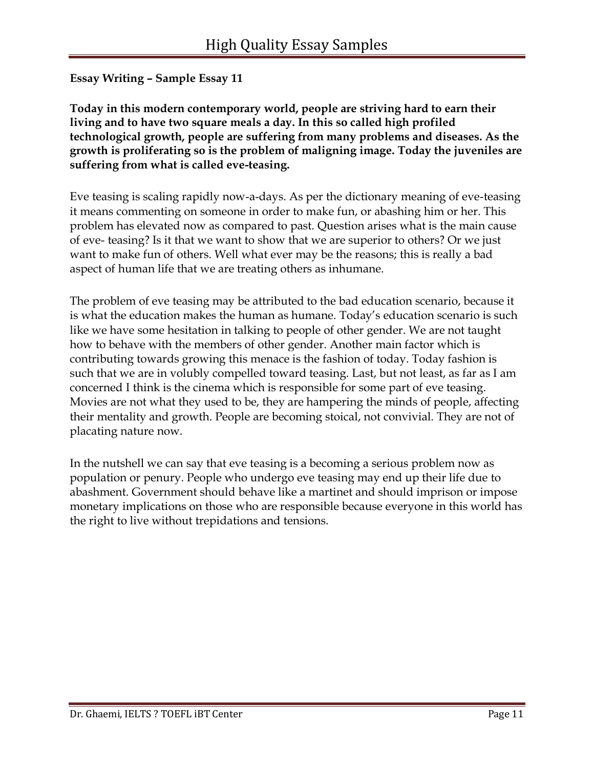**Essay Writing – Sample Essay 11**

**Today in this modern contemporary world, people are striving hard to earn their living and to have two square meals a day. In this so called high profiled technological growth, people are suffering from many problems and diseases. As the growth is proliferating so is the problem of maligning image. Today the juveniles are suffering from what is called eve-teasing.**

Eve teasing is scaling rapidly now-a-days. As per the dictionary meaning of eve-teasing it means commenting on someone in order to make fun, or abashing him or her. This problem has elevated now as compared to past. Question arises what is the main cause of eve- teasing? Is it that we want to show that we are superior to others? Or we just want to make fun of others. Well what ever may be the reasons; this is really a bad aspect of human life that we are treating others as inhumane.

The problem of eve teasing may be attributed to the bad education scenario, because it is what the education makes the human as humane. Today's education scenario is such like we have some hesitation in talking to people of other gender. We are not taught how to behave with the members of other gender. Another main factor which is contributing towards growing this menace is the fashion of today. Today fashion is such that we are in volubly compelled toward teasing. Last, but not least, as far as I am concerned I think is the cinema which is responsible for some part of eve teasing. Movies are not what they used to be, they are hampering the minds of people, affecting their mentality and growth. People are becoming stoical, not convivial. They are not of placating nature now.

In the nutshell we can say that eve teasing is a becoming a serious problem now as population or penury. People who undergo eve teasing may end up their life due to abashment. Government should behave like a martinet and should imprison or impose monetary implications on those who are responsible because everyone in this world has the right to live without trepidations and tensions.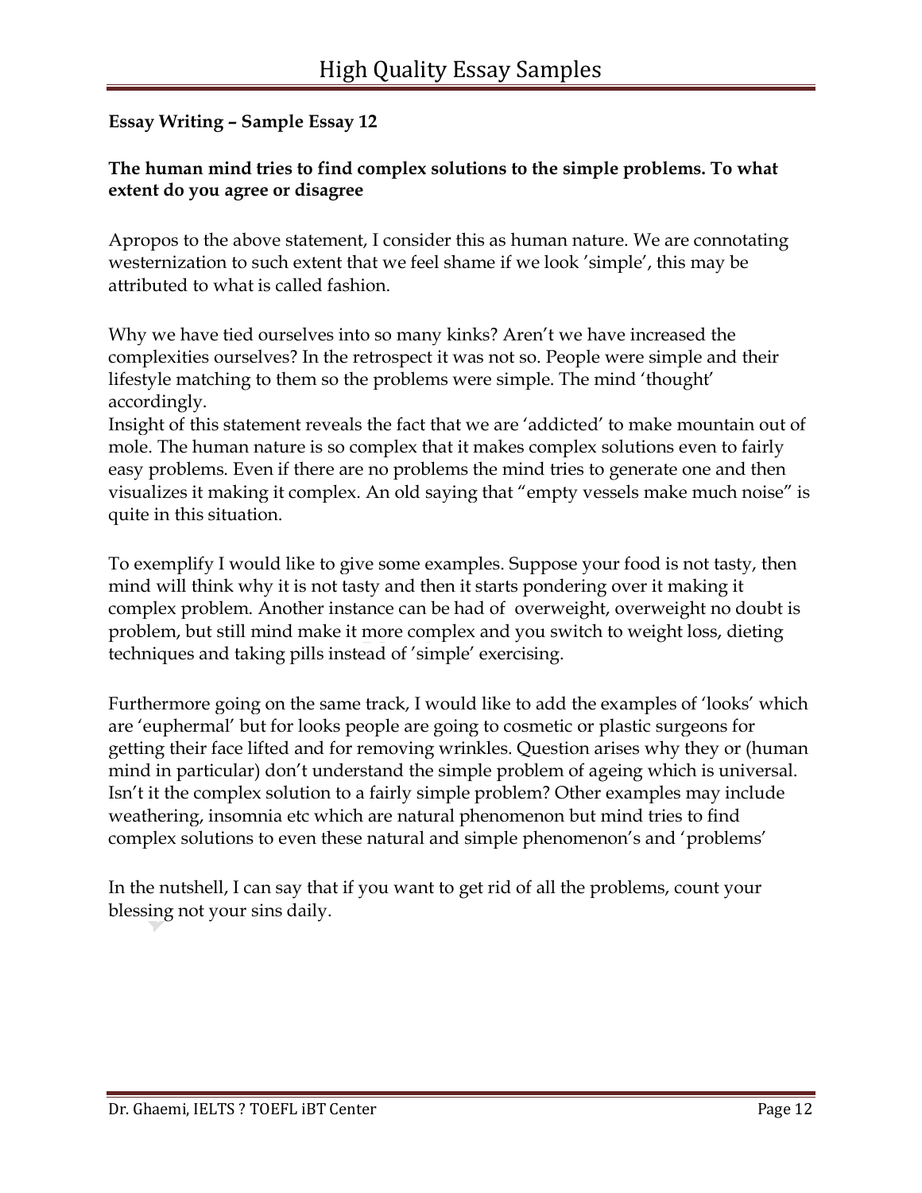**Essay Writing – Sample Essay 12**

**The human mind tries to find complex solutions to the simple problems. To what extent do you agree or disagree**

Apropos to the above statement, I consider this as human nature. We are connotating westernization to such extent that we feel shame if we look 'simple', this may be attributed to what is called fashion.

Why we have tied ourselves into so many kinks? Aren't we have increased the complexities ourselves? In the retrospect it was not so. People were simple and their lifestyle matching to them so the problems were simple. The mind 'thought' accordingly.
Insight of this statement reveals the fact that we are 'addicted' to make mountain out of mole. The human nature is so complex that it makes complex solutions even to fairly easy problems. Even if there are no problems the mind tries to generate one and then visualizes it making it complex. An old saying that "empty vessels make much noise" is quite in this situation.

To exemplify I would like to give some examples. Suppose your food is not tasty, then mind will think why it is not tasty and then it starts pondering over it making it complex problem. Another instance can be had of overweight, overweight no doubt is problem, but still mind make it more complex and you switch to weight loss, dieting techniques and taking pills instead of 'simple' exercising.

Furthermore going on the same track, I would like to add the examples of 'looks' which are 'euphermal' but for looks people are going to cosmetic or plastic surgeons for getting their face lifted and for removing wrinkles. Question arises why they or (human mind in particular) don't understand the simple problem of ageing which is universal. Isn't it the complex solution to a fairly simple problem? Other examples may include weathering, insomnia etc which are natural phenomenon but mind tries to find complex solutions to even these natural and simple phenomenon's and 'problems'

In the nutshell, I can say that if you want to get rid of all the problems, count your blessing not your sins daily.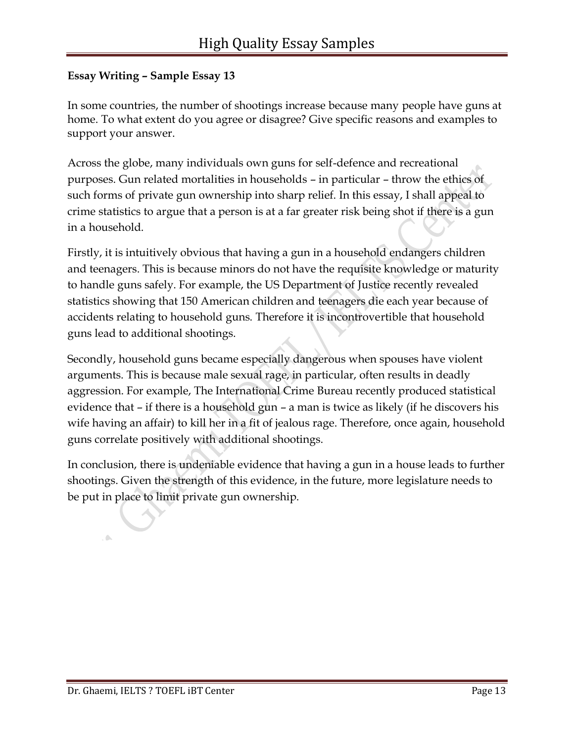**Essay Writing – Sample Essay 13**

In some countries, the number of shootings increase because many people have guns at home. To what extent do you agree or disagree? Give specific reasons and examples to support your answer.

Across the globe, many individuals own guns for self-defence and recreational purposes. Gun related mortalities in households – in particular – throw the ethics of such forms of private gun ownership into sharp relief. In this essay, I shall appeal to crime statistics to argue that a person is at a far greater risk being shot if there is a gun in a household.

Firstly, it is intuitively obvious that having a gun in a household endangers children and teenagers. This is because minors do not have the requisite knowledge or maturity to handle guns safely. For example, the US Department of Justice recently revealed statistics showing that 150 American children and teenagers die each year because of accidents relating to household guns. Therefore it is incontrovertible that household guns lead to additional shootings.

Secondly, household guns became especially dangerous when spouses have violent arguments. This is because male sexual rage, in particular, often results in deadly aggression. For example, The International Crime Bureau recently produced statistical evidence that – if there is a household gun – a man is twice as likely (if he discovers his wife having an affair) to kill her in a fit of jealous rage. Therefore, once again, household guns correlate positively with additional shootings.

In conclusion, there is undeniable evidence that having a gun in a house leads to further shootings. Given the strength of this evidence, in the future, more legislature needs to be put in place to limit private gun ownership.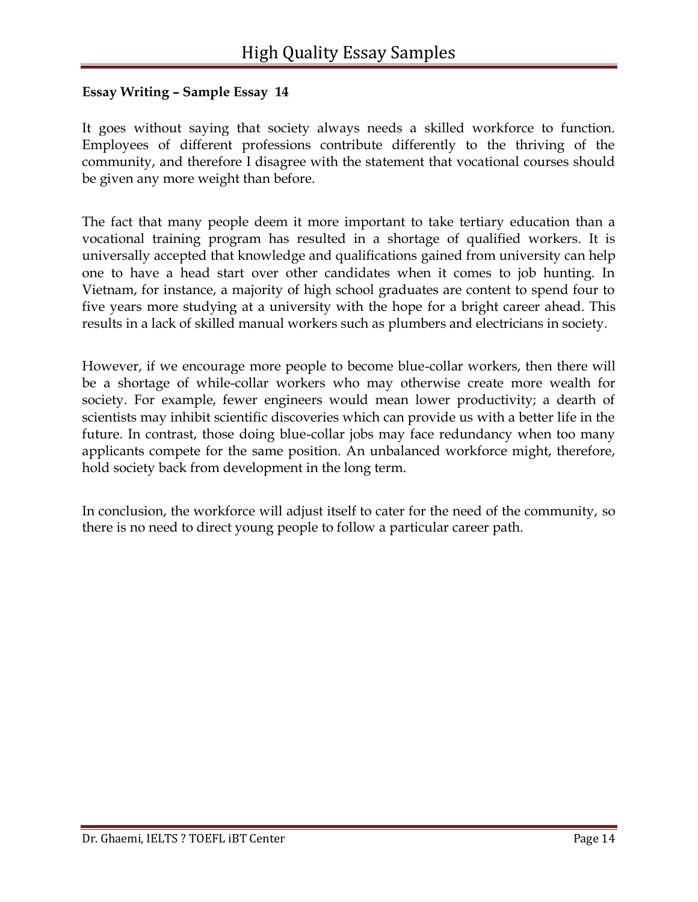**Essay Writing – Sample Essay 14**

It goes without saying that society always needs a skilled workforce to function. Employees of different professions contribute differently to the thriving of the community, and therefore I disagree with the statement that vocational courses should be given any more weight than before.

The fact that many people deem it more important to take tertiary education than a vocational training program has resulted in a shortage of qualified workers. It is universally accepted that knowledge and qualifications gained from university can help one to have a head start over other candidates when it comes to job hunting. In Vietnam, for instance, a majority of high school graduates are content to spend four to five years more studying at a university with the hope for a bright career ahead. This results in a lack of skilled manual workers such as plumbers and electricians in society.

However, if we encourage more people to become blue-collar workers, then there will be a shortage of while-collar workers who may otherwise create more wealth for society. For example, fewer engineers would mean lower productivity; a dearth of scientists may inhibit scientific discoveries which can provide us with a better life in the future. In contrast, those doing blue-collar jobs may face redundancy when too many applicants compete for the same position. An unbalanced workforce might, therefore, hold society back from development in the long term.

In conclusion, the workforce will adjust itself to cater for the need of the community, so there is no need to direct young people to follow a particular career path.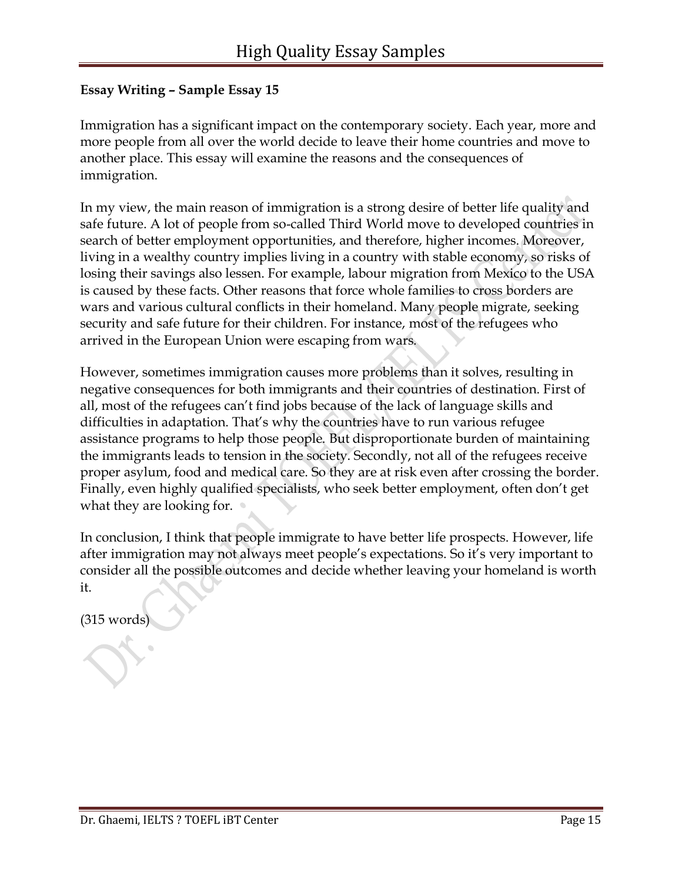**Essay Writing – Sample Essay 15**

Immigration has a significant impact on the contemporary society. Each year, more and more people from all over the world decide to leave their home countries and move to another place. This essay will examine the reasons and the consequences of immigration.

In my view, the main reason of immigration is a strong desire of better life quality and safe future. A lot of people from so-called Third World move to developed countries in search of better employment opportunities, and therefore, higher incomes. Moreover, living in a wealthy country implies living in a country with stable economy, so risks of losing their savings also lessen. For example, labour migration from Mexico to the USA is caused by these facts. Other reasons that force whole families to cross borders are wars and various cultural conflicts in their homeland. Many people migrate, seeking security and safe future for their children. For instance, most of the refugees who arrived in the European Union were escaping from wars.

However, sometimes immigration causes more problems than it solves, resulting in negative consequences for both immigrants and their countries of destination. First of all, most of the refugees can't find jobs because of the lack of language skills and difficulties in adaptation. That's why the countries have to run various refugee assistance programs to help those people. But disproportionate burden of maintaining the immigrants leads to tension in the society. Secondly, not all of the refugees receive proper asylum, food and medical care. So they are at risk even after crossing the border. Finally, even highly qualified specialists, who seek better employment, often don't get what they are looking for.

In conclusion, I think that people immigrate to have better life prospects. However, life after immigration may not always meet people's expectations. So it's very important to consider all the possible outcomes and decide whether leaving your homeland is worth it.

(315 words)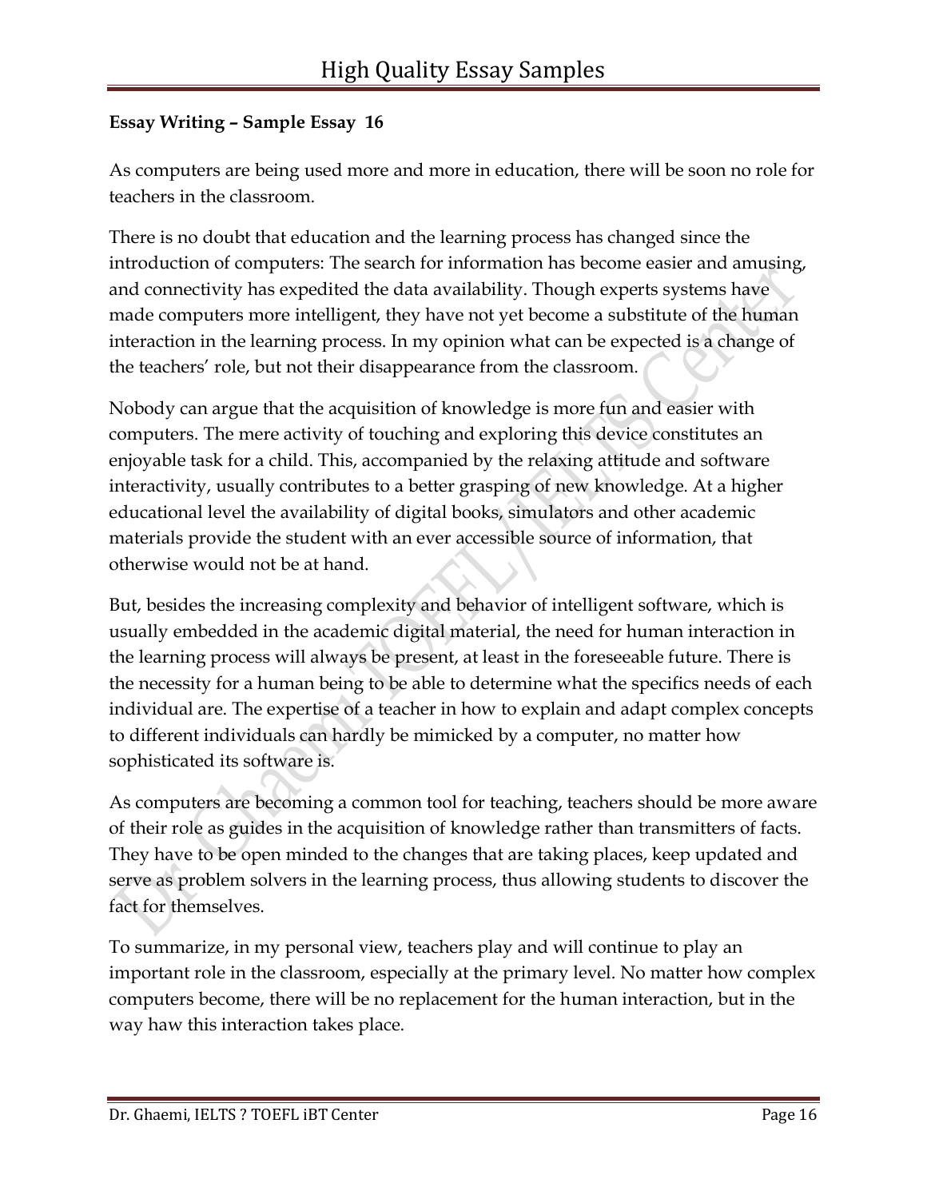**Essay Writing – Sample Essay 16**

As computers are being used more and more in education, there will be soon no role for teachers in the classroom.

There is no doubt that education and the learning process has changed since the introduction of computers: The search for information has become easier and amusing, and connectivity has expedited the data availability. Though experts systems have made computers more intelligent, they have not yet become a substitute of the human interaction in the learning process. In my opinion what can be expected is a change of the teachers' role, but not their disappearance from the classroom.

Nobody can argue that the acquisition of knowledge is more fun and easier with computers. The mere activity of touching and exploring this device constitutes an enjoyable task for a child. This, accompanied by the relaxing attitude and software interactivity, usually contributes to a better grasping of new knowledge. At a higher educational level the availability of digital books, simulators and other academic materials provide the student with an ever accessible source of information, that otherwise would not be at hand.

But, besides the increasing complexity and behavior of intelligent software, which is usually embedded in the academic digital material, the need for human interaction in the learning process will always be present, at least in the foreseeable future. There is the necessity for a human being to be able to determine what the specifics needs of each individual are. The expertise of a teacher in how to explain and adapt complex concepts to different individuals can hardly be mimicked by a computer, no matter how sophisticated its software is.

As computers are becoming a common tool for teaching, teachers should be more aware of their role as guides in the acquisition of knowledge rather than transmitters of facts. They have to be open minded to the changes that are taking places, keep updated and serve as problem solvers in the learning process, thus allowing students to discover the fact for themselves.

To summarize, in my personal view, teachers play and will continue to play an important role in the classroom, especially at the primary level. No matter how complex computers become, there will be no replacement for the human interaction, but in the way haw this interaction takes place.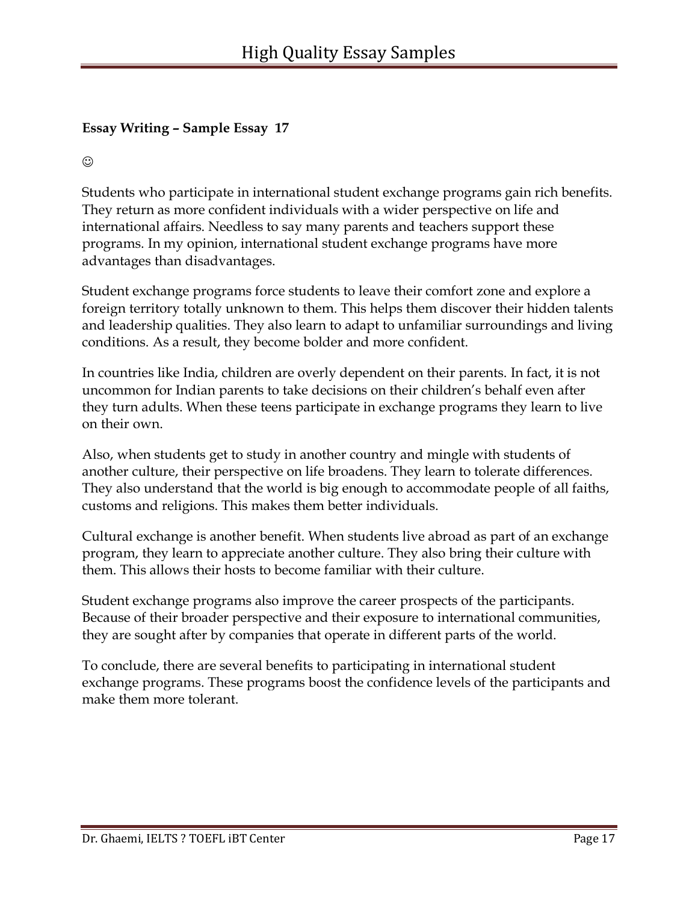**Essay Writing – Sample Essay 17**

☺

Students who participate in international student exchange programs gain rich benefits. They return as more confident individuals with a wider perspective on life and international affairs. Needless to say many parents and teachers support these programs. In my opinion, international student exchange programs have more advantages than disadvantages.

Student exchange programs force students to leave their comfort zone and explore a foreign territory totally unknown to them. This helps them discover their hidden talents and leadership qualities. They also learn to adapt to unfamiliar surroundings and living conditions. As a result, they become bolder and more confident.

In countries like India, children are overly dependent on their parents. In fact, it is not uncommon for Indian parents to take decisions on their children's behalf even after they turn adults. When these teens participate in exchange programs they learn to live on their own.

Also, when students get to study in another country and mingle with students of another culture, their perspective on life broadens. They learn to tolerate differences. They also understand that the world is big enough to accommodate people of all faiths, customs and religions. This makes them better individuals.

Cultural exchange is another benefit. When students live abroad as part of an exchange program, they learn to appreciate another culture. They also bring their culture with them. This allows their hosts to become familiar with their culture.

Student exchange programs also improve the career prospects of the participants. Because of their broader perspective and their exposure to international communities, they are sought after by companies that operate in different parts of the world.

To conclude, there are several benefits to participating in international student exchange programs. These programs boost the confidence levels of the participants and make them more tolerant.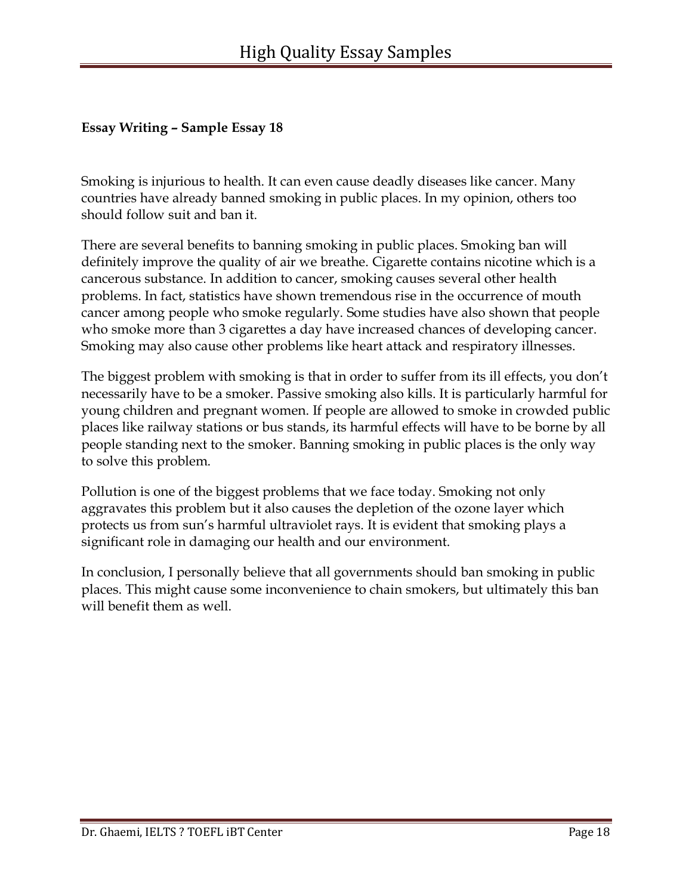**Essay Writing – Sample Essay 18**

Smoking is injurious to health. It can even cause deadly diseases like cancer. Many countries have already banned smoking in public places. In my opinion, others too should follow suit and ban it.

There are several benefits to banning smoking in public places. Smoking ban will definitely improve the quality of air we breathe. Cigarette contains nicotine which is a cancerous substance. In addition to cancer, smoking causes several other health problems. In fact, statistics have shown tremendous rise in the occurrence of mouth cancer among people who smoke regularly. Some studies have also shown that people who smoke more than 3 cigarettes a day have increased chances of developing cancer. Smoking may also cause other problems like heart attack and respiratory illnesses.

The biggest problem with smoking is that in order to suffer from its ill effects, you don't necessarily have to be a smoker. Passive smoking also kills. It is particularly harmful for young children and pregnant women. If people are allowed to smoke in crowded public places like railway stations or bus stands, its harmful effects will have to be borne by all people standing next to the smoker. Banning smoking in public places is the only way to solve this problem.

Pollution is one of the biggest problems that we face today. Smoking not only aggravates this problem but it also causes the depletion of the ozone layer which protects us from sun's harmful ultraviolet rays. It is evident that smoking plays a significant role in damaging our health and our environment.

In conclusion, I personally believe that all governments should ban smoking in public places. This might cause some inconvenience to chain smokers, but ultimately this ban will benefit them as well.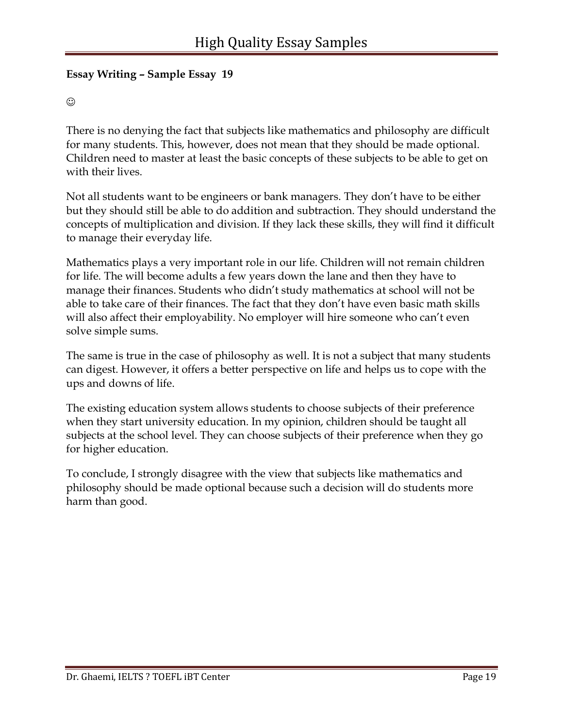**Essay Writing – Sample Essay 19**

☺

There is no denying the fact that subjects like mathematics and philosophy are difficult for many students. This, however, does not mean that they should be made optional. Children need to master at least the basic concepts of these subjects to be able to get on with their lives.

Not all students want to be engineers or bank managers. They don't have to be either but they should still be able to do addition and subtraction. They should understand the concepts of multiplication and division. If they lack these skills, they will find it difficult to manage their everyday life.

Mathematics plays a very important role in our life. Children will not remain children for life. The will become adults a few years down the lane and then they have to manage their finances. Students who didn't study mathematics at school will not be able to take care of their finances. The fact that they don't have even basic math skills will also affect their employability. No employer will hire someone who can't even solve simple sums.

The same is true in the case of philosophy as well. It is not a subject that many students can digest. However, it offers a better perspective on life and helps us to cope with the ups and downs of life.

The existing education system allows students to choose subjects of their preference when they start university education. In my opinion, children should be taught all subjects at the school level. They can choose subjects of their preference when they go for higher education.

To conclude, I strongly disagree with the view that subjects like mathematics and philosophy should be made optional because such a decision will do students more harm than good.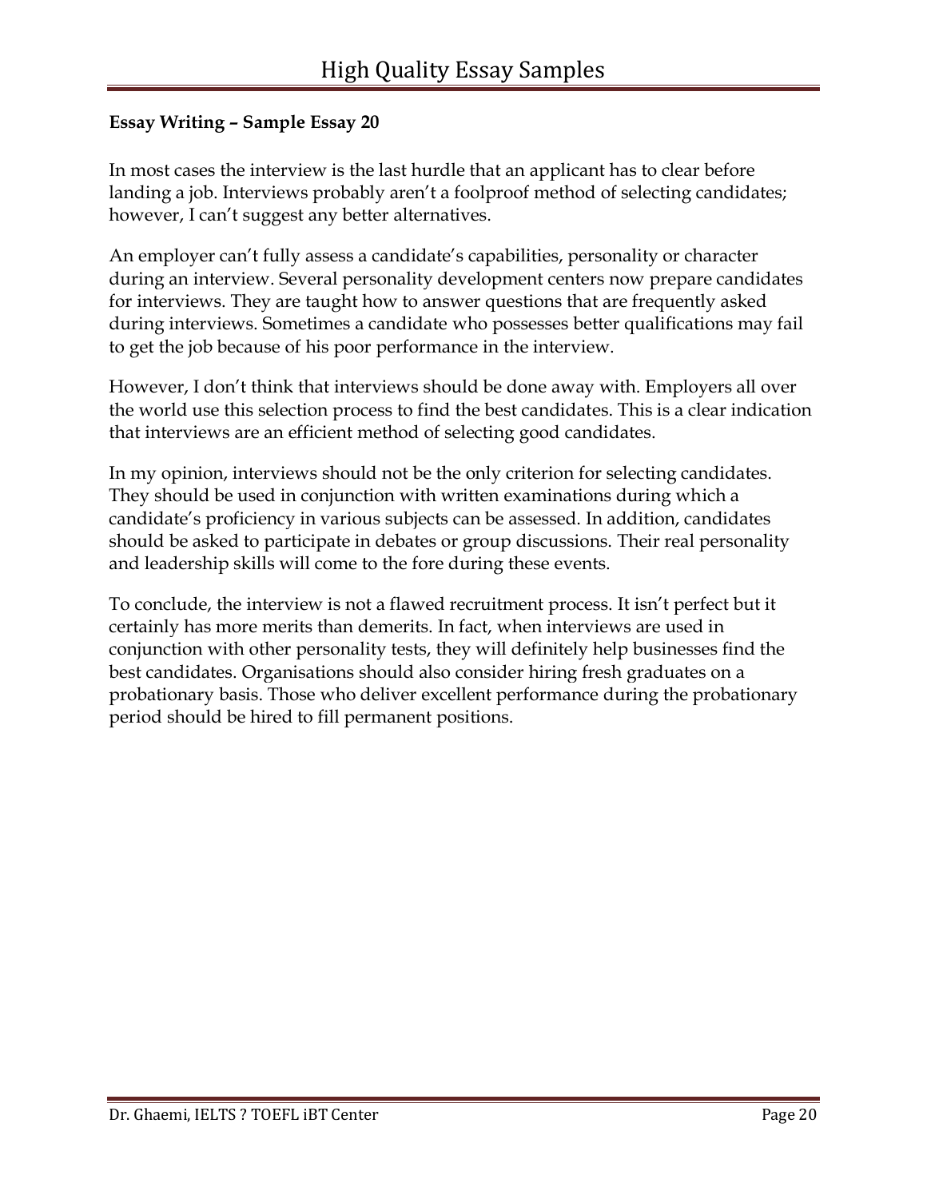**Essay Writing – Sample Essay 20**

In most cases the interview is the last hurdle that an applicant has to clear before landing a job. Interviews probably aren't a foolproof method of selecting candidates; however, I can't suggest any better alternatives.

An employer can't fully assess a candidate's capabilities, personality or character during an interview. Several personality development centers now prepare candidates for interviews. They are taught how to answer questions that are frequently asked during interviews. Sometimes a candidate who possesses better qualifications may fail to get the job because of his poor performance in the interview.

However, I don't think that interviews should be done away with. Employers all over the world use this selection process to find the best candidates. This is a clear indication that interviews are an efficient method of selecting good candidates.

In my opinion, interviews should not be the only criterion for selecting candidates. They should be used in conjunction with written examinations during which a candidate's proficiency in various subjects can be assessed. In addition, candidates should be asked to participate in debates or group discussions. Their real personality and leadership skills will come to the fore during these events.

To conclude, the interview is not a flawed recruitment process. It isn't perfect but it certainly has more merits than demerits. In fact, when interviews are used in conjunction with other personality tests, they will definitely help businesses find the best candidates. Organisations should also consider hiring fresh graduates on a probationary basis. Those who deliver excellent performance during the probationary period should be hired to fill permanent positions.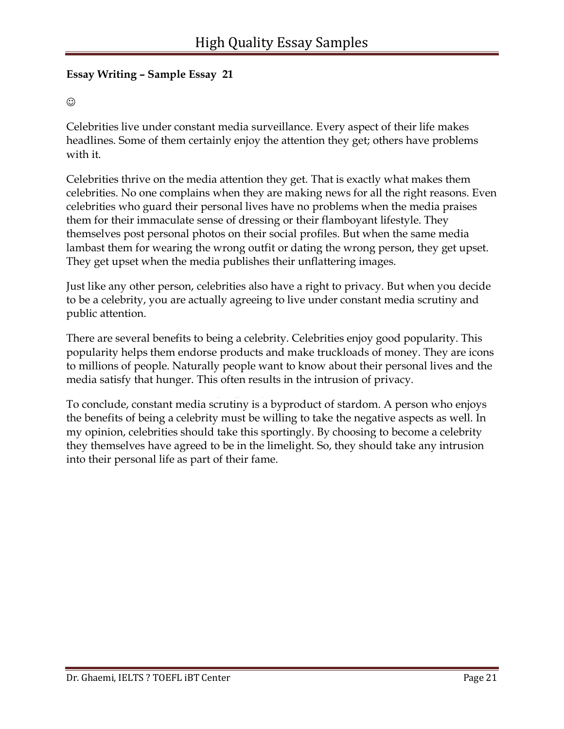**Essay Writing – Sample Essay 21**

☺

Celebrities live under constant media surveillance. Every aspect of their life makes headlines. Some of them certainly enjoy the attention they get; others have problems with it.

Celebrities thrive on the media attention they get. That is exactly what makes them celebrities. No one complains when they are making news for all the right reasons. Even celebrities who guard their personal lives have no problems when the media praises them for their immaculate sense of dressing or their flamboyant lifestyle. They themselves post personal photos on their social profiles. But when the same media lambast them for wearing the wrong outfit or dating the wrong person, they get upset. They get upset when the media publishes their unflattering images.

Just like any other person, celebrities also have a right to privacy. But when you decide to be a celebrity, you are actually agreeing to live under constant media scrutiny and public attention.

There are several benefits to being a celebrity. Celebrities enjoy good popularity. This popularity helps them endorse products and make truckloads of money. They are icons to millions of people. Naturally people want to know about their personal lives and the media satisfy that hunger. This often results in the intrusion of privacy.

To conclude, constant media scrutiny is a byproduct of stardom. A person who enjoys the benefits of being a celebrity must be willing to take the negative aspects as well. In my opinion, celebrities should take this sportingly. By choosing to become a celebrity they themselves have agreed to be in the limelight. So, they should take any intrusion into their personal life as part of their fame.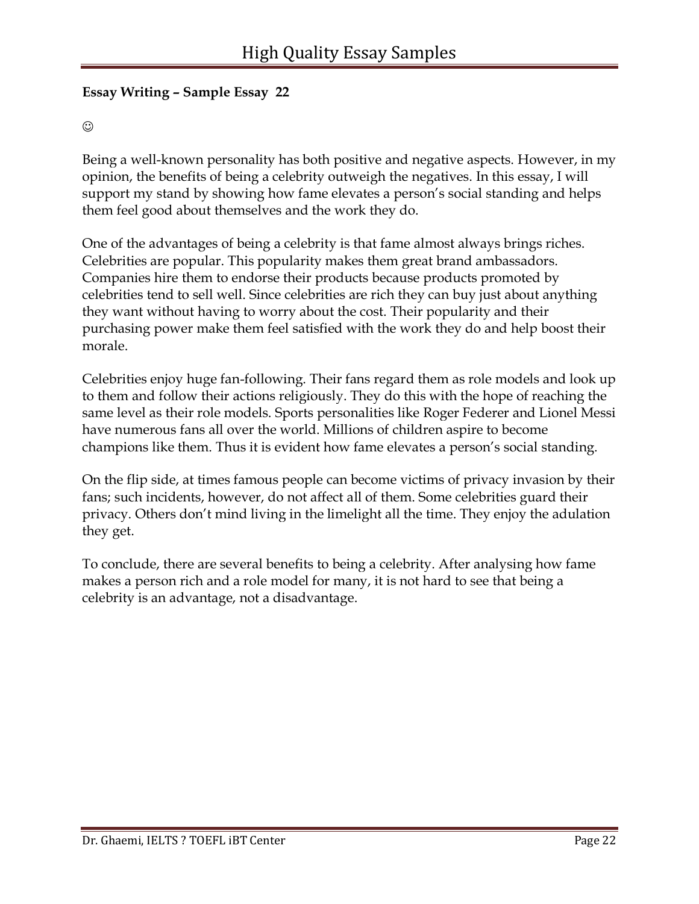**Essay Writing – Sample Essay 22**

☺

Being a well-known personality has both positive and negative aspects. However, in my opinion, the benefits of being a celebrity outweigh the negatives. In this essay, I will support my stand by showing how fame elevates a person's social standing and helps them feel good about themselves and the work they do.

One of the advantages of being a celebrity is that fame almost always brings riches. Celebrities are popular. This popularity makes them great brand ambassadors. Companies hire them to endorse their products because products promoted by celebrities tend to sell well. Since celebrities are rich they can buy just about anything they want without having to worry about the cost. Their popularity and their purchasing power make them feel satisfied with the work they do and help boost their morale.

Celebrities enjoy huge fan-following. Their fans regard them as role models and look up to them and follow their actions religiously. They do this with the hope of reaching the same level as their role models. Sports personalities like Roger Federer and Lionel Messi have numerous fans all over the world. Millions of children aspire to become champions like them. Thus it is evident how fame elevates a person's social standing.

On the flip side, at times famous people can become victims of privacy invasion by their fans; such incidents, however, do not affect all of them. Some celebrities guard their privacy. Others don't mind living in the limelight all the time. They enjoy the adulation they get.

To conclude, there are several benefits to being a celebrity. After analysing how fame makes a person rich and a role model for many, it is not hard to see that being a celebrity is an advantage, not a disadvantage.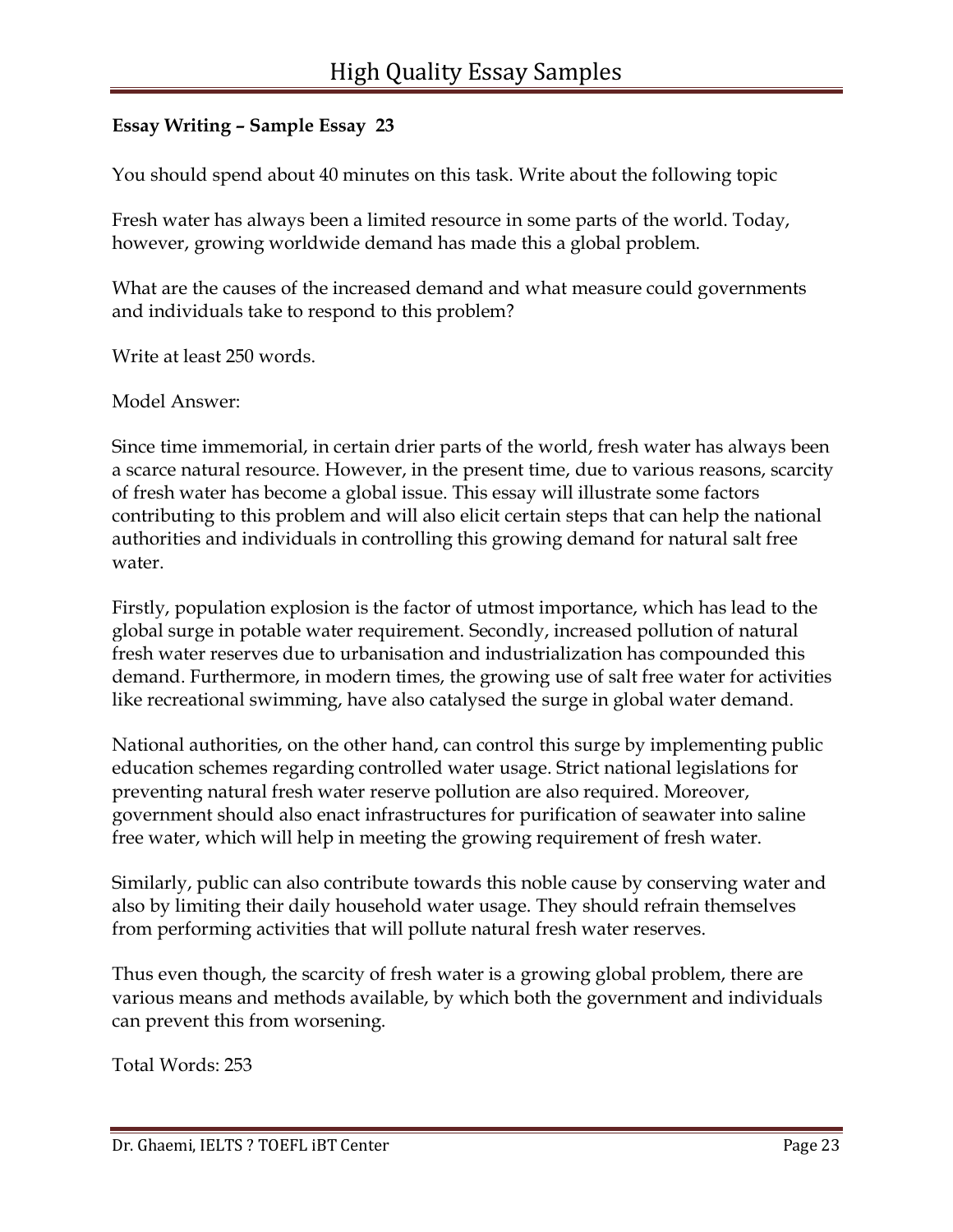**Essay Writing – Sample Essay 23**

You should spend about 40 minutes on this task. Write about the following topic

Fresh water has always been a limited resource in some parts of the world. Today, however, growing worldwide demand has made this a global problem.

What are the causes of the increased demand and what measure could governments and individuals take to respond to this problem?

Write at least 250 words.

Model Answer:

Since time immemorial, in certain drier parts of the world, fresh water has always been a scarce natural resource. However, in the present time, due to various reasons, scarcity of fresh water has become a global issue. This essay will illustrate some factors contributing to this problem and will also elicit certain steps that can help the national authorities and individuals in controlling this growing demand for natural salt free water.

Firstly, population explosion is the factor of utmost importance, which has lead to the global surge in potable water requirement. Secondly, increased pollution of natural fresh water reserves due to urbanisation and industrialization has compounded this demand. Furthermore, in modern times, the growing use of salt free water for activities like recreational swimming, have also catalysed the surge in global water demand.

National authorities, on the other hand, can control this surge by implementing public education schemes regarding controlled water usage. Strict national legislations for preventing natural fresh water reserve pollution are also required. Moreover, government should also enact infrastructures for purification of seawater into saline free water, which will help in meeting the growing requirement of fresh water.

Similarly, public can also contribute towards this noble cause by conserving water and also by limiting their daily household water usage. They should refrain themselves from performing activities that will pollute natural fresh water reserves.

Thus even though, the scarcity of fresh water is a growing global problem, there are various means and methods available, by which both the government and individuals can prevent this from worsening.

Total Words: 253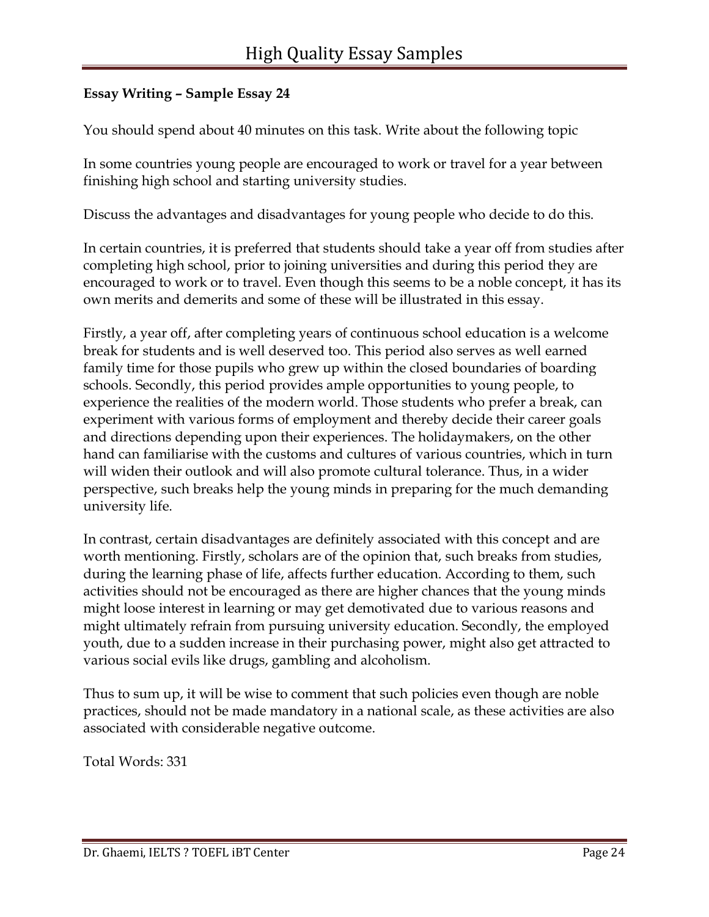**Essay Writing – Sample Essay 24**

You should spend about 40 minutes on this task. Write about the following topic

In some countries young people are encouraged to work or travel for a year between finishing high school and starting university studies.

Discuss the advantages and disadvantages for young people who decide to do this.

In certain countries, it is preferred that students should take a year off from studies after completing high school, prior to joining universities and during this period they are encouraged to work or to travel. Even though this seems to be a noble concept, it has its own merits and demerits and some of these will be illustrated in this essay.

Firstly, a year off, after completing years of continuous school education is a welcome break for students and is well deserved too. This period also serves as well earned family time for those pupils who grew up within the closed boundaries of boarding schools. Secondly, this period provides ample opportunities to young people, to experience the realities of the modern world. Those students who prefer a break, can experiment with various forms of employment and thereby decide their career goals and directions depending upon their experiences. The holidaymakers, on the other hand can familiarise with the customs and cultures of various countries, which in turn will widen their outlook and will also promote cultural tolerance. Thus, in a wider perspective, such breaks help the young minds in preparing for the much demanding university life.

In contrast, certain disadvantages are definitely associated with this concept and are worth mentioning. Firstly, scholars are of the opinion that, such breaks from studies, during the learning phase of life, affects further education. According to them, such activities should not be encouraged as there are higher chances that the young minds might loose interest in learning or may get demotivated due to various reasons and might ultimately refrain from pursuing university education. Secondly, the employed youth, due to a sudden increase in their purchasing power, might also get attracted to various social evils like drugs, gambling and alcoholism.

Thus to sum up, it will be wise to comment that such policies even though are noble practices, should not be made mandatory in a national scale, as these activities are also associated with considerable negative outcome.

Total Words: 331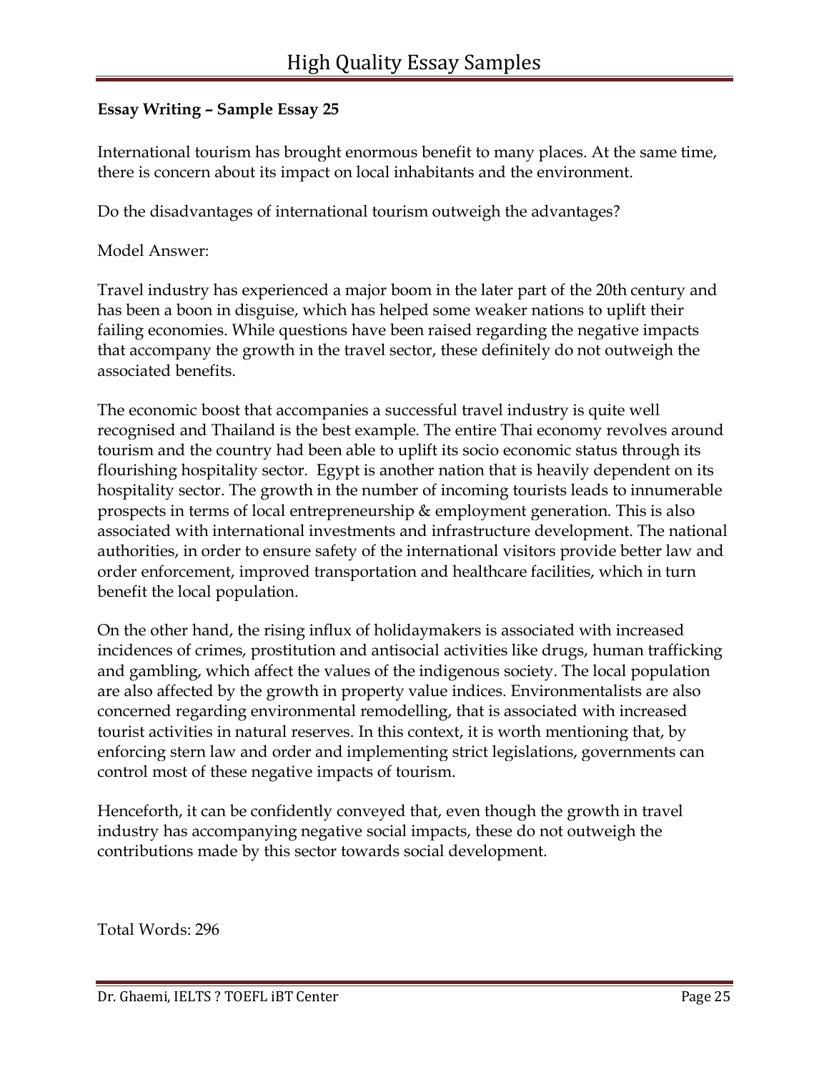**Essay Writing – Sample Essay 25**

International tourism has brought enormous benefit to many places. At the same time, there is concern about its impact on local inhabitants and the environment.

Do the disadvantages of international tourism outweigh the advantages?

Model Answer:

Travel industry has experienced a major boom in the later part of the 20th century and has been a boon in disguise, which has helped some weaker nations to uplift their failing economies. While questions have been raised regarding the negative impacts that accompany the growth in the travel sector, these definitely do not outweigh the associated benefits.

The economic boost that accompanies a successful travel industry is quite well recognised and Thailand is the best example. The entire Thai economy revolves around tourism and the country had been able to uplift its socio economic status through its flourishing hospitality sector. Egypt is another nation that is heavily dependent on its hospitality sector. The growth in the number of incoming tourists leads to innumerable prospects in terms of local entrepreneurship & employment generation. This is also associated with international investments and infrastructure development. The national authorities, in order to ensure safety of the international visitors provide better law and order enforcement, improved transportation and healthcare facilities, which in turn benefit the local population.

On the other hand, the rising influx of holidaymakers is associated with increased incidences of crimes, prostitution and antisocial activities like drugs, human trafficking and gambling, which affect the values of the indigenous society. The local population are also affected by the growth in property value indices. Environmentalists are also concerned regarding environmental remodelling, that is associated with increased tourist activities in natural reserves. In this context, it is worth mentioning that, by enforcing stern law and order and implementing strict legislations, governments can control most of these negative impacts of tourism.

Henceforth, it can be confidently conveyed that, even though the growth in travel industry has accompanying negative social impacts, these do not outweigh the contributions made by this sector towards social development.

Total Words: 296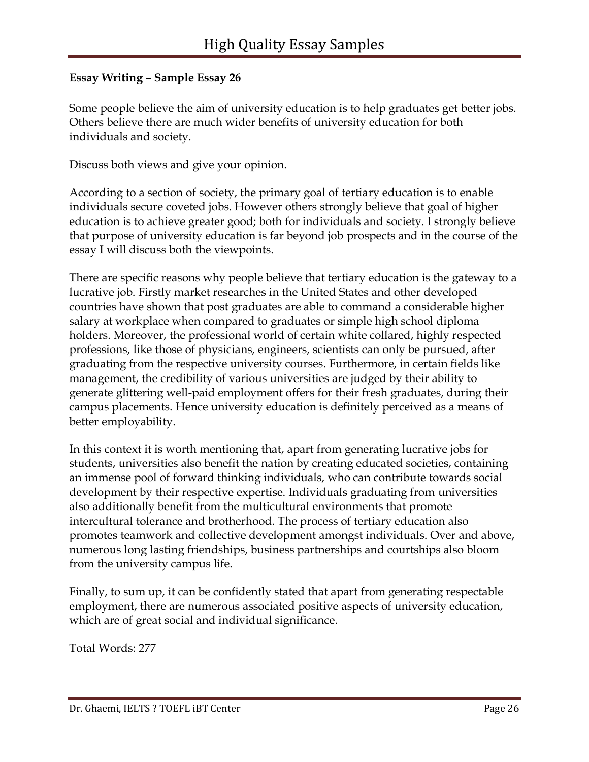**Essay Writing – Sample Essay 26**

Some people believe the aim of university education is to help graduates get better jobs. Others believe there are much wider benefits of university education for both individuals and society.

Discuss both views and give your opinion.

According to a section of society, the primary goal of tertiary education is to enable individuals secure coveted jobs. However others strongly believe that goal of higher education is to achieve greater good; both for individuals and society. I strongly believe that purpose of university education is far beyond job prospects and in the course of the essay I will discuss both the viewpoints.

There are specific reasons why people believe that tertiary education is the gateway to a lucrative job. Firstly market researches in the United States and other developed countries have shown that post graduates are able to command a considerable higher salary at workplace when compared to graduates or simple high school diploma holders. Moreover, the professional world of certain white collared, highly respected professions, like those of physicians, engineers, scientists can only be pursued, after graduating from the respective university courses. Furthermore, in certain fields like management, the credibility of various universities are judged by their ability to generate glittering well-paid employment offers for their fresh graduates, during their campus placements. Hence university education is definitely perceived as a means of better employability.

In this context it is worth mentioning that, apart from generating lucrative jobs for students, universities also benefit the nation by creating educated societies, containing an immense pool of forward thinking individuals, who can contribute towards social development by their respective expertise. Individuals graduating from universities also additionally benefit from the multicultural environments that promote intercultural tolerance and brotherhood. The process of tertiary education also promotes teamwork and collective development amongst individuals. Over and above, numerous long lasting friendships, business partnerships and courtships also bloom from the university campus life.

Finally, to sum up, it can be confidently stated that apart from generating respectable employment, there are numerous associated positive aspects of university education, which are of great social and individual significance.

Total Words: 277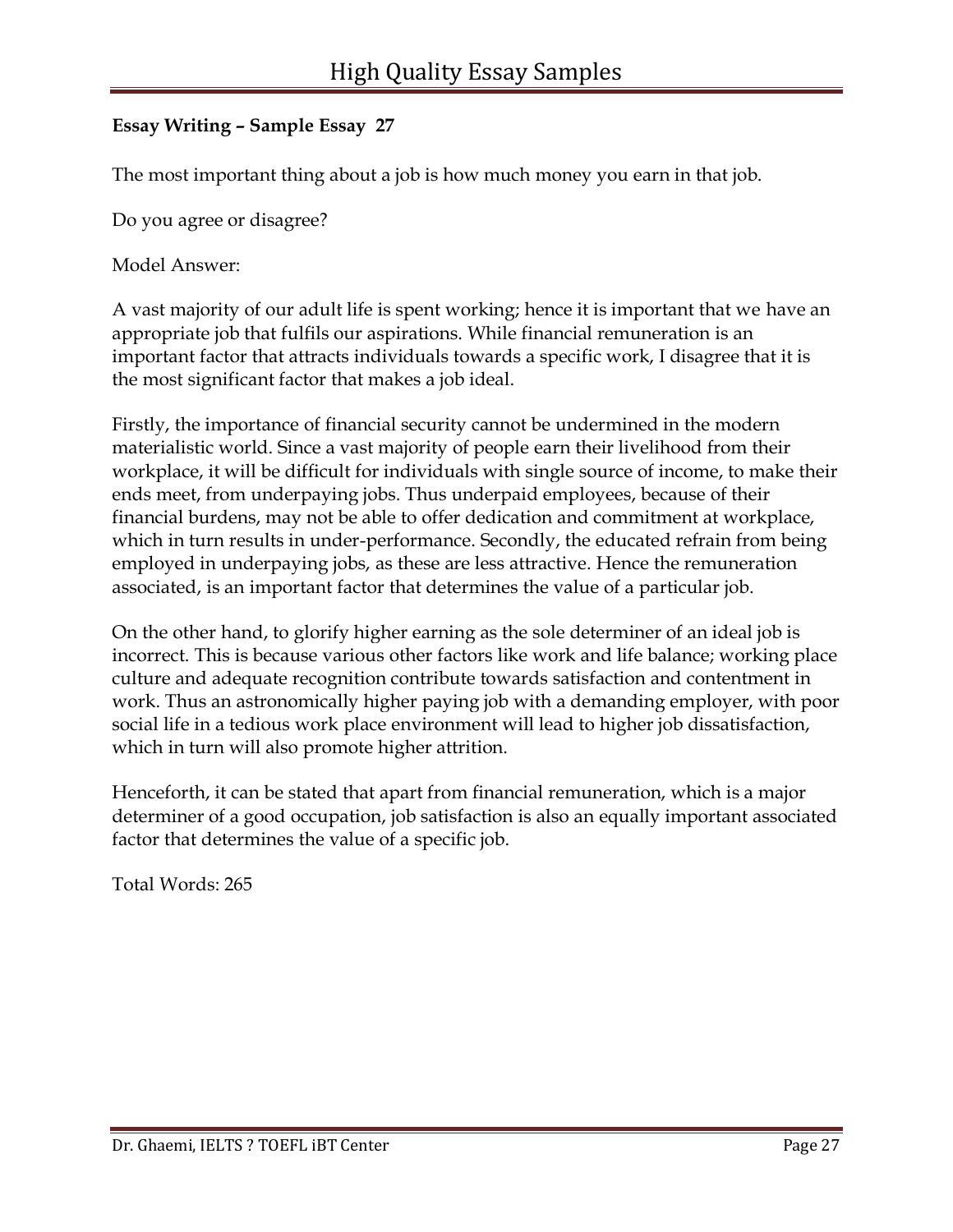**Essay Writing – Sample Essay 27**

The most important thing about a job is how much money you earn in that job.

Do you agree or disagree?

Model Answer:

A vast majority of our adult life is spent working; hence it is important that we have an appropriate job that fulfils our aspirations. While financial remuneration is an important factor that attracts individuals towards a specific work, I disagree that it is the most significant factor that makes a job ideal.

Firstly, the importance of financial security cannot be undermined in the modern materialistic world. Since a vast majority of people earn their livelihood from their workplace, it will be difficult for individuals with single source of income, to make their ends meet, from underpaying jobs. Thus underpaid employees, because of their financial burdens, may not be able to offer dedication and commitment at workplace, which in turn results in under-performance. Secondly, the educated refrain from being employed in underpaying jobs, as these are less attractive. Hence the remuneration associated, is an important factor that determines the value of a particular job.

On the other hand, to glorify higher earning as the sole determiner of an ideal job is incorrect. This is because various other factors like work and life balance; working place culture and adequate recognition contribute towards satisfaction and contentment in work. Thus an astronomically higher paying job with a demanding employer, with poor social life in a tedious work place environment will lead to higher job dissatisfaction, which in turn will also promote higher attrition.

Henceforth, it can be stated that apart from financial remuneration, which is a major determiner of a good occupation, job satisfaction is also an equally important associated factor that determines the value of a specific job.

Total Words: 265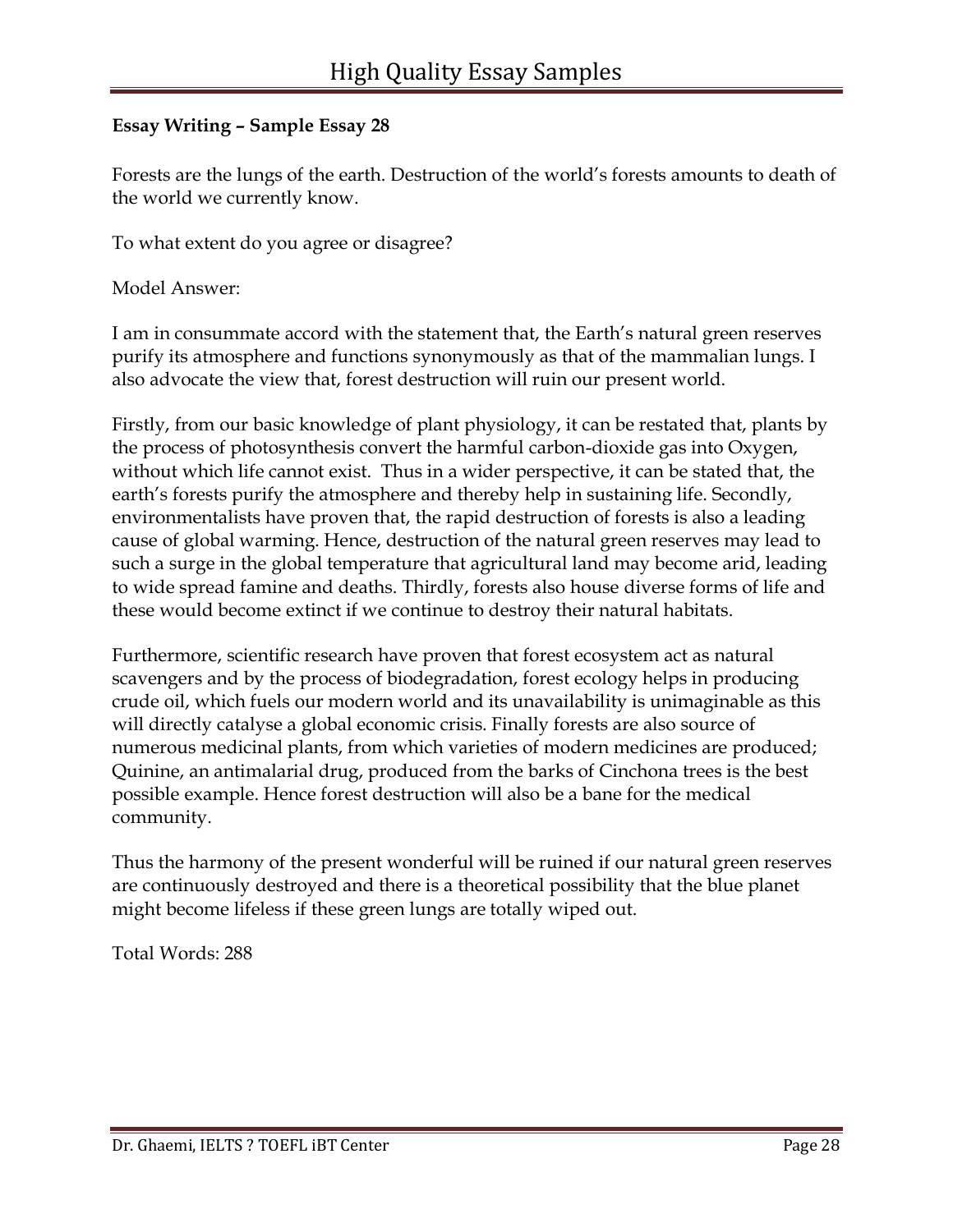**Essay Writing – Sample Essay 28**

Forests are the lungs of the earth. Destruction of the world's forests amounts to death of the world we currently know.

To what extent do you agree or disagree?

Model Answer:

I am in consummate accord with the statement that, the Earth's natural green reserves purify its atmosphere and functions synonymously as that of the mammalian lungs. I also advocate the view that, forest destruction will ruin our present world.

Firstly, from our basic knowledge of plant physiology, it can be restated that, plants by the process of photosynthesis convert the harmful carbon-dioxide gas into Oxygen, without which life cannot exist. Thus in a wider perspective, it can be stated that, the earth's forests purify the atmosphere and thereby help in sustaining life. Secondly, environmentalists have proven that, the rapid destruction of forests is also a leading cause of global warming. Hence, destruction of the natural green reserves may lead to such a surge in the global temperature that agricultural land may become arid, leading to wide spread famine and deaths. Thirdly, forests also house diverse forms of life and these would become extinct if we continue to destroy their natural habitats.

Furthermore, scientific research have proven that forest ecosystem act as natural scavengers and by the process of biodegradation, forest ecology helps in producing crude oil, which fuels our modern world and its unavailability is unimaginable as this will directly catalyse a global economic crisis. Finally forests are also source of numerous medicinal plants, from which varieties of modern medicines are produced; Quinine, an antimalarial drug, produced from the barks of Cinchona trees is the best possible example. Hence forest destruction will also be a bane for the medical community.

Thus the harmony of the present wonderful will be ruined if our natural green reserves are continuously destroyed and there is a theoretical possibility that the blue planet might become lifeless if these green lungs are totally wiped out.

Total Words: 288